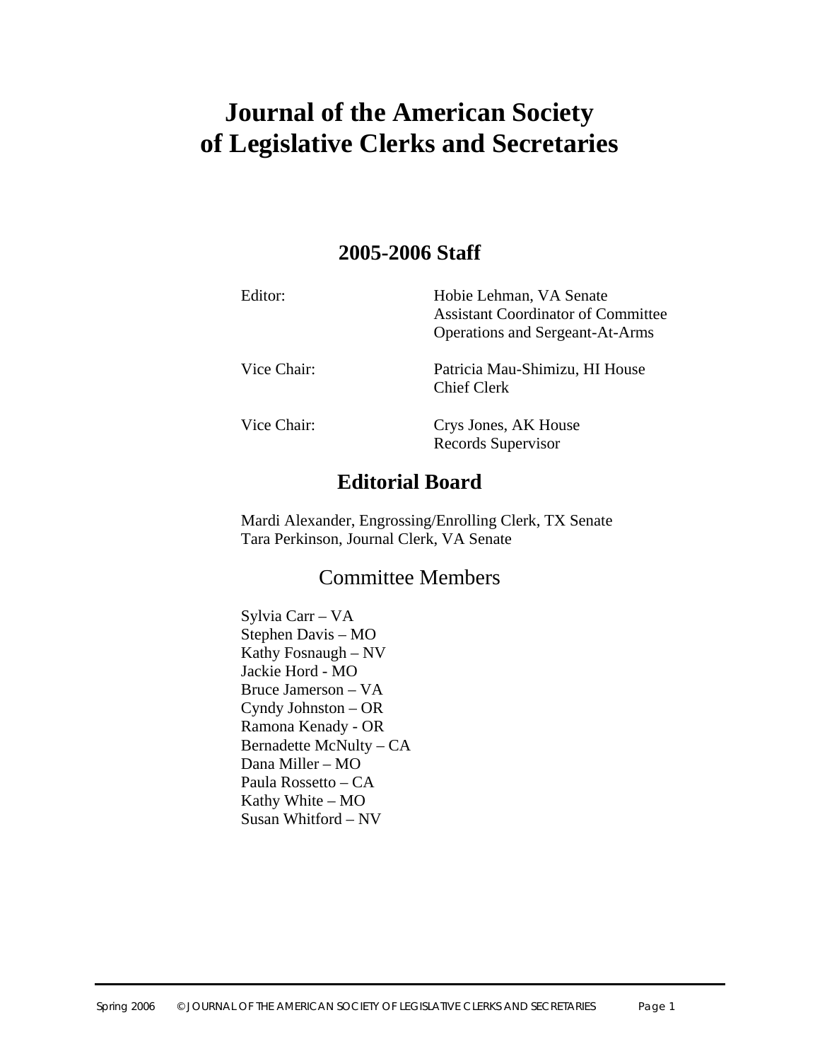# Journal of the American Society of Legislative Clerks and Secretaries

## 2005-2006 Staff

| | |
|---|---|
| Editor: | Hobie Lehman, VA Senate<br>Assistant Coordinator of Committee Operations and Sergeant-At-Arms |
| Vice Chair: | Patricia Mau-Shimizu, HI House<br>Chief Clerk |
| Vice Chair: | Crys Jones, AK House<br>Records Supervisor |

## Editorial Board

Mardi Alexander, Engrossing/Enrolling Clerk, TX Senate
Tara Perkinson, Journal Clerk, VA Senate

### Committee Members

Sylvia Carr – VA
Stephen Davis – MO
Kathy Fosnaugh – NV
Jackie Hord - MO
Bruce Jamerson – VA
Cyndy Johnston – OR
Ramona Kenady - OR
Bernadette McNulty – CA
Dana Miller – MO
Paula Rossetto – CA
Kathy White – MO
Susan Whitford – NV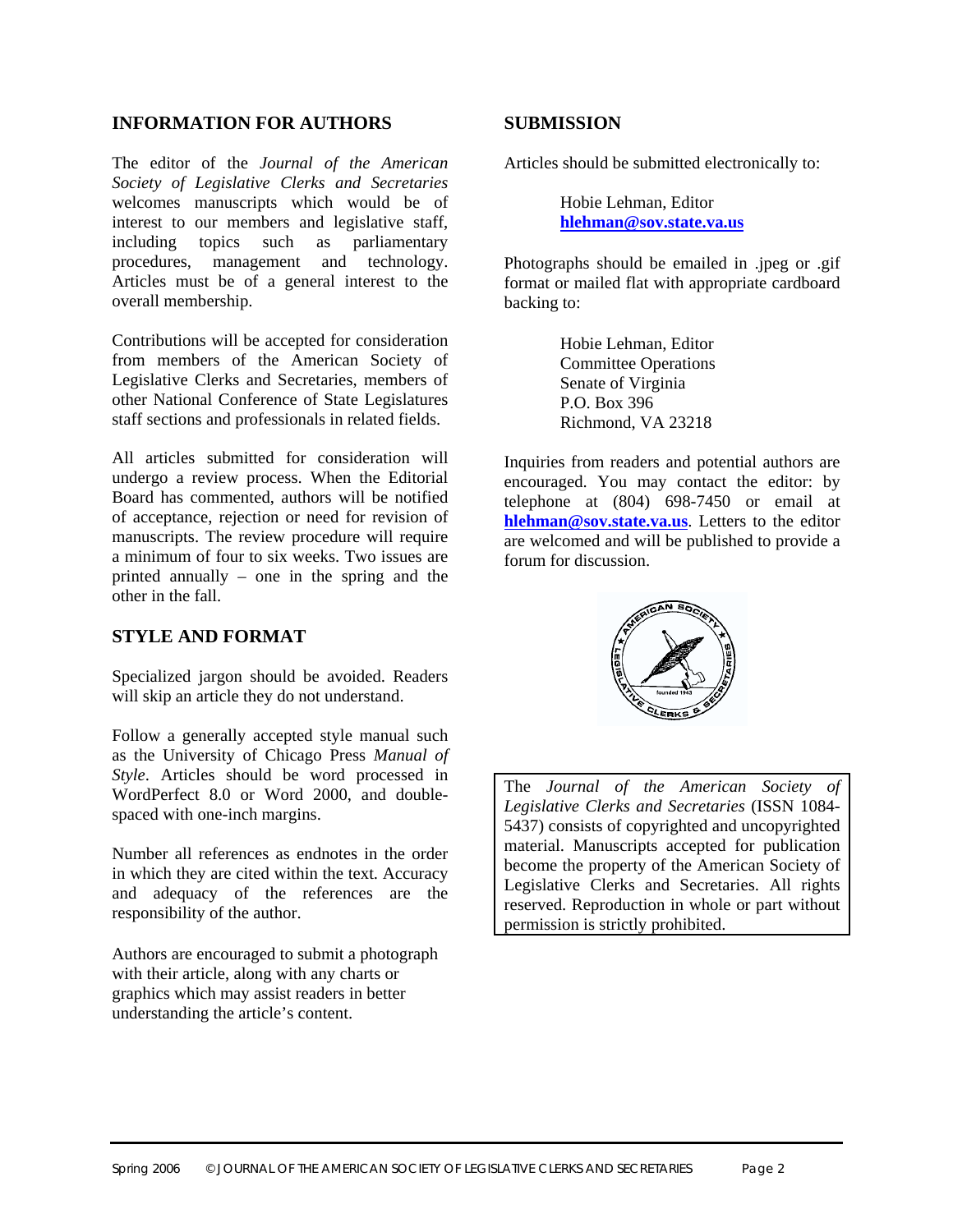## INFORMATION FOR AUTHORS

The editor of the *Journal of the American Society of Legislative Clerks and Secretaries* welcomes manuscripts which would be of interest to our members and legislative staff, including topics such as parliamentary procedures, management and technology. Articles must be of a general interest to the overall membership.

Contributions will be accepted for consideration from members of the American Society of Legislative Clerks and Secretaries, members of other National Conference of State Legislatures staff sections and professionals in related fields.

All articles submitted for consideration will undergo a review process. When the Editorial Board has commented, authors will be notified of acceptance, rejection or need for revision of manuscripts. The review procedure will require a minimum of four to six weeks. Two issues are printed annually – one in the spring and the other in the fall.

## STYLE AND FORMAT

Specialized jargon should be avoided. Readers will skip an article they do not understand.

Follow a generally accepted style manual such as the University of Chicago Press *Manual of Style*. Articles should be word processed in WordPerfect 8.0 or Word 2000, and double-spaced with one-inch margins.

Number all references as endnotes in the order in which they are cited within the text. Accuracy and adequacy of the references are the responsibility of the author.

Authors are encouraged to submit a photograph with their article, along with any charts or graphics which may assist readers in better understanding the article's content.

## SUBMISSION

Articles should be submitted electronically to:

Hobie Lehman, Editor
**hlehman@sov.state.va.us**

Photographs should be emailed in .jpeg or .gif format or mailed flat with appropriate cardboard backing to:

Hobie Lehman, Editor
Committee Operations
Senate of Virginia
P.O. Box 396
Richmond, VA 23218

Inquiries from readers and potential authors are encouraged. You may contact the editor: by telephone at (804) 698-7450 or email at **hlehman@sov.state.va.us**. Letters to the editor are welcomed and will be published to provide a forum for discussion.

The *Journal of the American Society of Legislative Clerks and Secretaries* (ISSN 1084-5437) consists of copyrighted and uncopyrighted material. Manuscripts accepted for publication become the property of the American Society of Legislative Clerks and Secretaries. All rights reserved. Reproduction in whole or part without permission is strictly prohibited.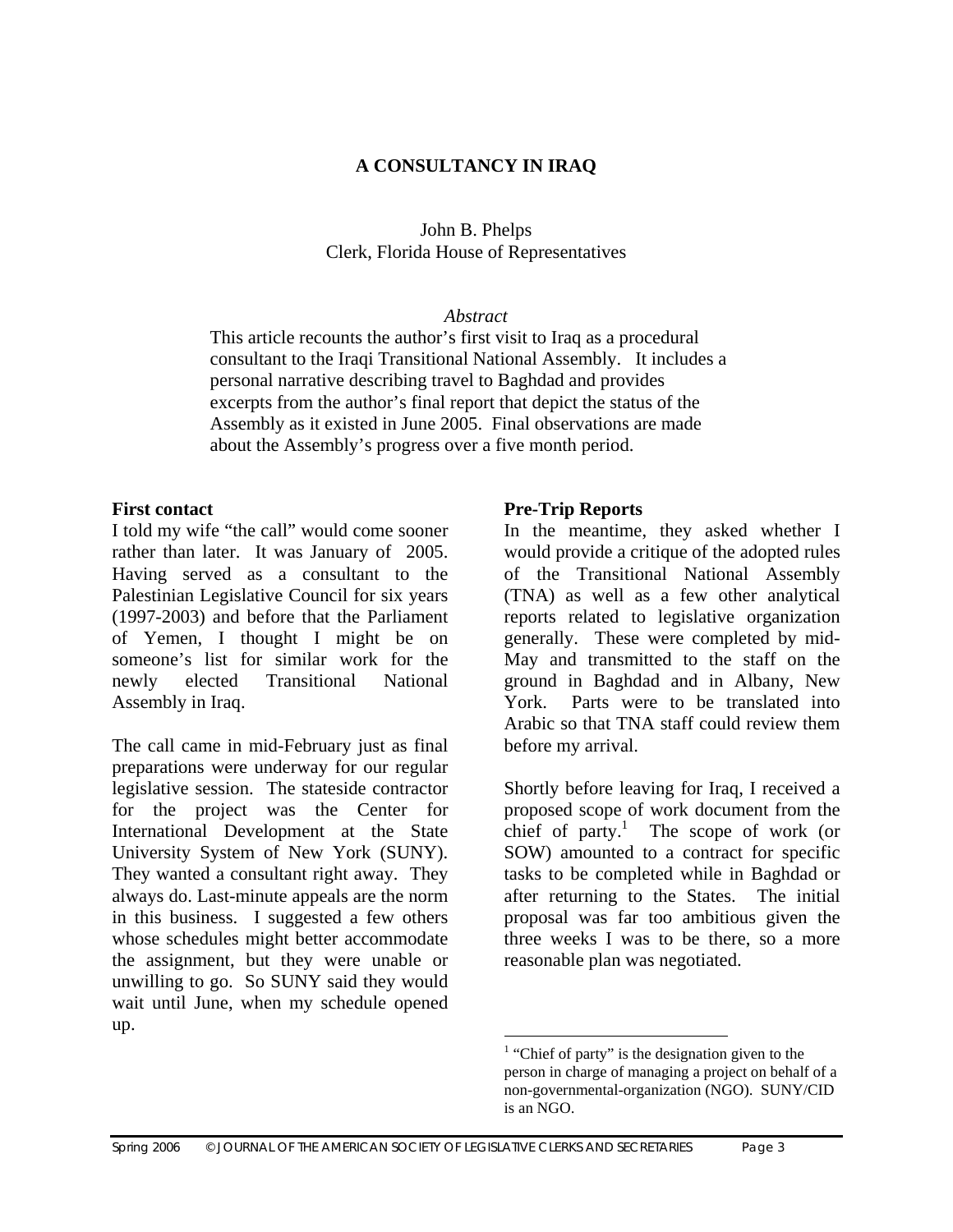# A CONSULTANCY IN IRAQ

John B. Phelps
Clerk, Florida House of Representatives

*Abstract*

This article recounts the author's first visit to Iraq as a procedural consultant to the Iraqi Transitional National Assembly. It includes a personal narrative describing travel to Baghdad and provides excerpts from the author's final report that depict the status of the Assembly as it existed in June 2005. Final observations are made about the Assembly's progress over a five month period.

**First contact**

I told my wife "the call" would come sooner rather than later. It was January of 2005. Having served as a consultant to the Palestinian Legislative Council for six years (1997-2003) and before that the Parliament of Yemen, I thought I might be on someone's list for similar work for the newly elected Transitional National Assembly in Iraq.

The call came in mid-February just as final preparations were underway for our regular legislative session. The stateside contractor for the project was the Center for International Development at the State University System of New York (SUNY). They wanted a consultant right away. They always do. Last-minute appeals are the norm in this business. I suggested a few others whose schedules might better accommodate the assignment, but they were unable or unwilling to go. So SUNY said they would wait until June, when my schedule opened up.

**Pre-Trip Reports**

In the meantime, they asked whether I would provide a critique of the adopted rules of the Transitional National Assembly (TNA) as well as a few other analytical reports related to legislative organization generally. These were completed by mid-May and transmitted to the staff on the ground in Baghdad and in Albany, New York. Parts were to be translated into Arabic so that TNA staff could review them before my arrival.

Shortly before leaving for Iraq, I received a proposed scope of work document from the chief of party.[1] The scope of work (or SOW) amounted to a contract for specific tasks to be completed while in Baghdad or after returning to the States. The initial proposal was far too ambitious given the three weeks I was to be there, so a more reasonable plan was negotiated.

[1] "Chief of party" is the designation given to the person in charge of managing a project on behalf of a non-governmental-organization (NGO). SUNY/CID is an NGO.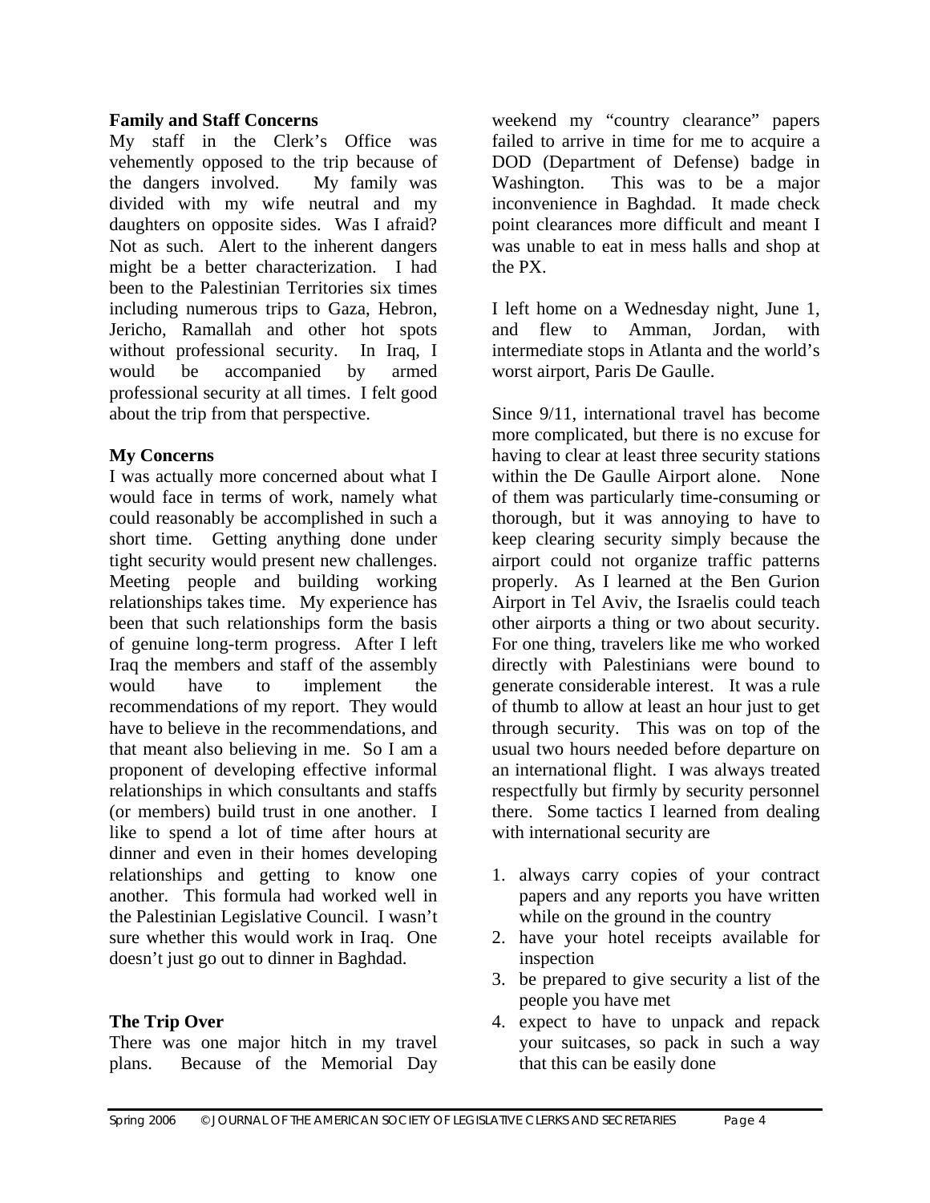### Family and Staff Concerns

My staff in the Clerk's Office was vehemently opposed to the trip because of the dangers involved. My family was divided with my wife neutral and my daughters on opposite sides. Was I afraid? Not as such. Alert to the inherent dangers might be a better characterization. I had been to the Palestinian Territories six times including numerous trips to Gaza, Hebron, Jericho, Ramallah and other hot spots without professional security. In Iraq, I would be accompanied by armed professional security at all times. I felt good about the trip from that perspective.

### My Concerns

I was actually more concerned about what I would face in terms of work, namely what could reasonably be accomplished in such a short time. Getting anything done under tight security would present new challenges. Meeting people and building working relationships takes time. My experience has been that such relationships form the basis of genuine long-term progress. After I left Iraq the members and staff of the assembly would have to implement the recommendations of my report. They would have to believe in the recommendations, and that meant also believing in me. So I am a proponent of developing effective informal relationships in which consultants and staffs (or members) build trust in one another. I like to spend a lot of time after hours at dinner and even in their homes developing relationships and getting to know one another. This formula had worked well in the Palestinian Legislative Council. I wasn't sure whether this would work in Iraq. One doesn't just go out to dinner in Baghdad.

### The Trip Over

There was one major hitch in my travel plans. Because of the Memorial Day weekend my "country clearance" papers failed to arrive in time for me to acquire a DOD (Department of Defense) badge in Washington. This was to be a major inconvenience in Baghdad. It made check point clearances more difficult and meant I was unable to eat in mess halls and shop at the PX.

I left home on a Wednesday night, June 1, and flew to Amman, Jordan, with intermediate stops in Atlanta and the world's worst airport, Paris De Gaulle.

Since 9/11, international travel has become more complicated, but there is no excuse for having to clear at least three security stations within the De Gaulle Airport alone. None of them was particularly time-consuming or thorough, but it was annoying to have to keep clearing security simply because the airport could not organize traffic patterns properly. As I learned at the Ben Gurion Airport in Tel Aviv, the Israelis could teach other airports a thing or two about security. For one thing, travelers like me who worked directly with Palestinians were bound to generate considerable interest. It was a rule of thumb to allow at least an hour just to get through security. This was on top of the usual two hours needed before departure on an international flight. I was always treated respectfully but firmly by security personnel there. Some tactics I learned from dealing with international security are

1. always carry copies of your contract papers and any reports you have written while on the ground in the country
2. have your hotel receipts available for inspection
3. be prepared to give security a list of the people you have met
4. expect to have to unpack and repack your suitcases, so pack in such a way that this can be easily done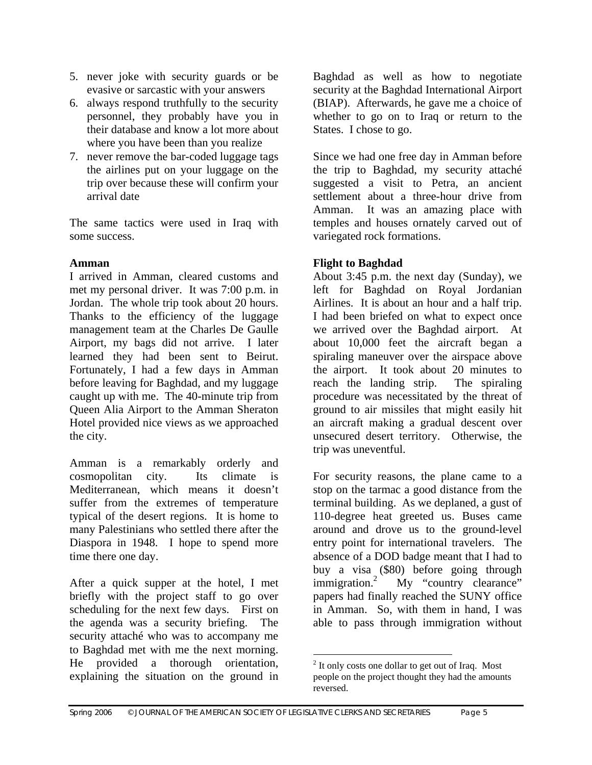5. never joke with security guards or be evasive or sarcastic with your answers
6. always respond truthfully to the security personnel, they probably have you in their database and know a lot more about where you have been than you realize
7. never remove the bar-coded luggage tags the airlines put on your luggage on the trip over because these will confirm your arrival date

The same tactics were used in Iraq with some success.

**Amman**

I arrived in Amman, cleared customs and met my personal driver. It was 7:00 p.m. in Jordan. The whole trip took about 20 hours. Thanks to the efficiency of the luggage management team at the Charles De Gaulle Airport, my bags did not arrive. I later learned they had been sent to Beirut. Fortunately, I had a few days in Amman before leaving for Baghdad, and my luggage caught up with me. The 40-minute trip from Queen Alia Airport to the Amman Sheraton Hotel provided nice views as we approached the city.

Amman is a remarkably orderly and cosmopolitan city. Its climate is Mediterranean, which means it doesn't suffer from the extremes of temperature typical of the desert regions. It is home to many Palestinians who settled there after the Diaspora in 1948. I hope to spend more time there one day.

After a quick supper at the hotel, I met briefly with the project staff to go over scheduling for the next few days. First on the agenda was a security briefing. The security attaché who was to accompany me to Baghdad met with me the next morning. He provided a thorough orientation, explaining the situation on the ground in Baghdad as well as how to negotiate security at the Baghdad International Airport (BIAP). Afterwards, he gave me a choice of whether to go on to Iraq or return to the States. I chose to go.

Since we had one free day in Amman before the trip to Baghdad, my security attaché suggested a visit to Petra, an ancient settlement about a three-hour drive from Amman. It was an amazing place with temples and houses ornately carved out of variegated rock formations.

**Flight to Baghdad**

About 3:45 p.m. the next day (Sunday), we left for Baghdad on Royal Jordanian Airlines. It is about an hour and a half trip. I had been briefed on what to expect once we arrived over the Baghdad airport. At about 10,000 feet the aircraft began a spiraling maneuver over the airspace above the airport. It took about 20 minutes to reach the landing strip. The spiraling procedure was necessitated by the threat of ground to air missiles that might easily hit an aircraft making a gradual descent over unsecured desert territory. Otherwise, the trip was uneventful.

For security reasons, the plane came to a stop on the tarmac a good distance from the terminal building. As we deplaned, a gust of 110-degree heat greeted us. Buses came around and drove us to the ground-level entry point for international travelers. The absence of a DOD badge meant that I had to buy a visa ($80) before going through immigration.[2] My "country clearance" papers had finally reached the SUNY office in Amman. So, with them in hand, I was able to pass through immigration without

[2] It only costs one dollar to get out of Iraq. Most people on the project thought they had the amounts reversed.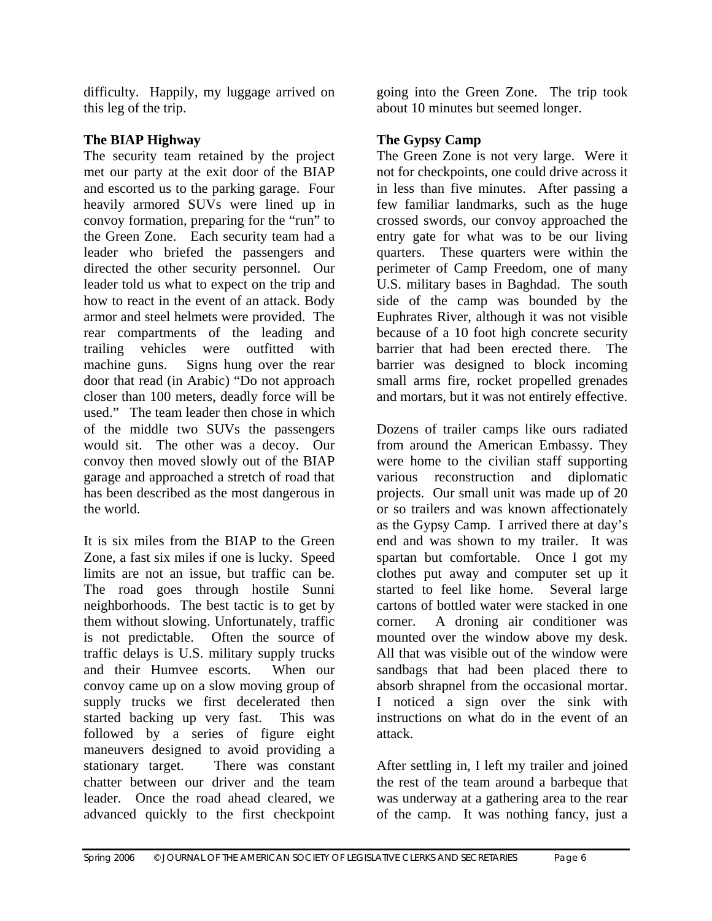difficulty. Happily, my luggage arrived on this leg of the trip.

**The BIAP Highway**

The security team retained by the project met our party at the exit door of the BIAP and escorted us to the parking garage. Four heavily armored SUVs were lined up in convoy formation, preparing for the "run" to the Green Zone. Each security team had a leader who briefed the passengers and directed the other security personnel. Our leader told us what to expect on the trip and how to react in the event of an attack. Body armor and steel helmets were provided. The rear compartments of the leading and trailing vehicles were outfitted with machine guns. Signs hung over the rear door that read (in Arabic) "Do not approach closer than 100 meters, deadly force will be used." The team leader then chose in which of the middle two SUVs the passengers would sit. The other was a decoy. Our convoy then moved slowly out of the BIAP garage and approached a stretch of road that has been described as the most dangerous in the world.

It is six miles from the BIAP to the Green Zone, a fast six miles if one is lucky. Speed limits are not an issue, but traffic can be. The road goes through hostile Sunni neighborhoods. The best tactic is to get by them without slowing. Unfortunately, traffic is not predictable. Often the source of traffic delays is U.S. military supply trucks and their Humvee escorts. When our convoy came up on a slow moving group of supply trucks we first decelerated then started backing up very fast. This was followed by a series of figure eight maneuvers designed to avoid providing a stationary target. There was constant chatter between our driver and the team leader. Once the road ahead cleared, we advanced quickly to the first checkpoint going into the Green Zone. The trip took about 10 minutes but seemed longer.

**The Gypsy Camp**

The Green Zone is not very large. Were it not for checkpoints, one could drive across it in less than five minutes. After passing a few familiar landmarks, such as the huge crossed swords, our convoy approached the entry gate for what was to be our living quarters. These quarters were within the perimeter of Camp Freedom, one of many U.S. military bases in Baghdad. The south side of the camp was bounded by the Euphrates River, although it was not visible because of a 10 foot high concrete security barrier that had been erected there. The barrier was designed to block incoming small arms fire, rocket propelled grenades and mortars, but it was not entirely effective.

Dozens of trailer camps like ours radiated from around the American Embassy. They were home to the civilian staff supporting various reconstruction and diplomatic projects. Our small unit was made up of 20 or so trailers and was known affectionately as the Gypsy Camp. I arrived there at day's end and was shown to my trailer. It was spartan but comfortable. Once I got my clothes put away and computer set up it started to feel like home. Several large cartons of bottled water were stacked in one corner. A droning air conditioner was mounted over the window above my desk. All that was visible out of the window were sandbags that had been placed there to absorb shrapnel from the occasional mortar. I noticed a sign over the sink with instructions on what do in the event of an attack.

After settling in, I left my trailer and joined the rest of the team around a barbeque that was underway at a gathering area to the rear of the camp. It was nothing fancy, just a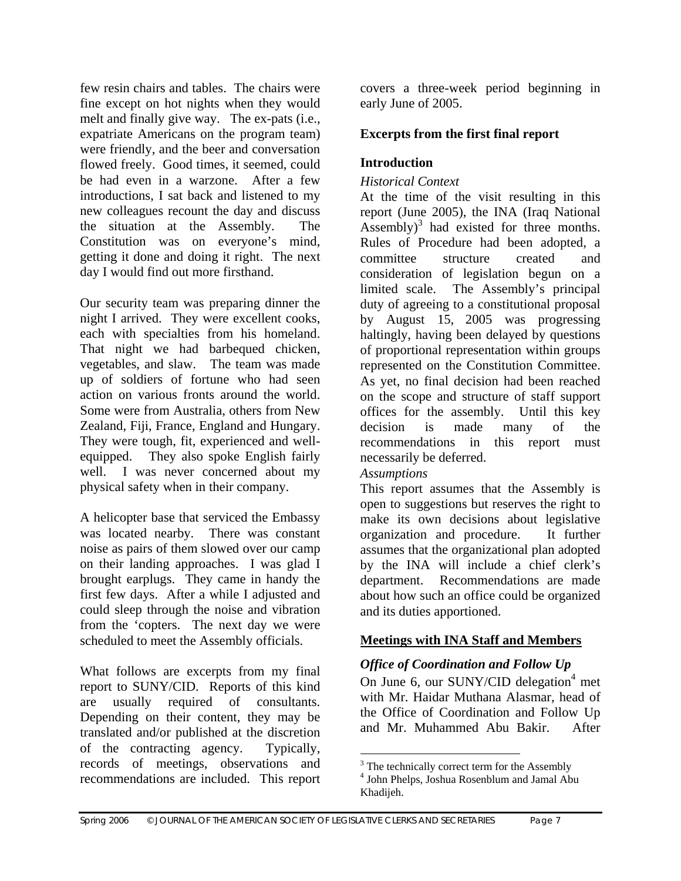few resin chairs and tables. The chairs were fine except on hot nights when they would melt and finally give way. The ex-pats (i.e., expatriate Americans on the program team) were friendly, and the beer and conversation flowed freely. Good times, it seemed, could be had even in a warzone. After a few introductions, I sat back and listened to my new colleagues recount the day and discuss the situation at the Assembly. The Constitution was on everyone's mind, getting it done and doing it right. The next day I would find out more firsthand.

Our security team was preparing dinner the night I arrived. They were excellent cooks, each with specialties from his homeland. That night we had barbequed chicken, vegetables, and slaw. The team was made up of soldiers of fortune who had seen action on various fronts around the world. Some were from Australia, others from New Zealand, Fiji, France, England and Hungary. They were tough, fit, experienced and well-equipped. They also spoke English fairly well. I was never concerned about my physical safety when in their company.

A helicopter base that serviced the Embassy was located nearby. There was constant noise as pairs of them slowed over our camp on their landing approaches. I was glad I brought earplugs. They came in handy the first few days. After a while I adjusted and could sleep through the noise and vibration from the 'copters. The next day we were scheduled to meet the Assembly officials.

What follows are excerpts from my final report to SUNY/CID. Reports of this kind are usually required of consultants. Depending on their content, they may be translated and/or published at the discretion of the contracting agency. Typically, records of meetings, observations and recommendations are included. This report covers a three-week period beginning in early June of 2005.

**Excerpts from the first final report**

**Introduction**

*Historical Context*

At the time of the visit resulting in this report (June 2005), the INA (Iraq National Assembly)[3] had existed for three months. Rules of Procedure had been adopted, a committee structure created and consideration of legislation begun on a limited scale. The Assembly's principal duty of agreeing to a constitutional proposal by August 15, 2005 was progressing haltingly, having been delayed by questions of proportional representation within groups represented on the Constitution Committee. As yet, no final decision had been reached on the scope and structure of staff support offices for the assembly. Until this key decision is made many of the recommendations in this report must necessarily be deferred.

*Assumptions*

This report assumes that the Assembly is open to suggestions but reserves the right to make its own decisions about legislative organization and procedure. It further assumes that the organizational plan adopted by the INA will include a chief clerk's department. Recommendations are made about how such an office could be organized and its duties apportioned.

**Meetings with INA Staff and Members**

***Office of Coordination and Follow Up***

On June 6, our SUNY/CID delegation[4] met with Mr. Haidar Muthana Alasmar, head of the Office of Coordination and Follow Up and Mr. Muhammed Abu Bakir. After

---

[3] The technically correct term for the Assembly

[4] John Phelps, Joshua Rosenblum and Jamal Abu Khadijeh.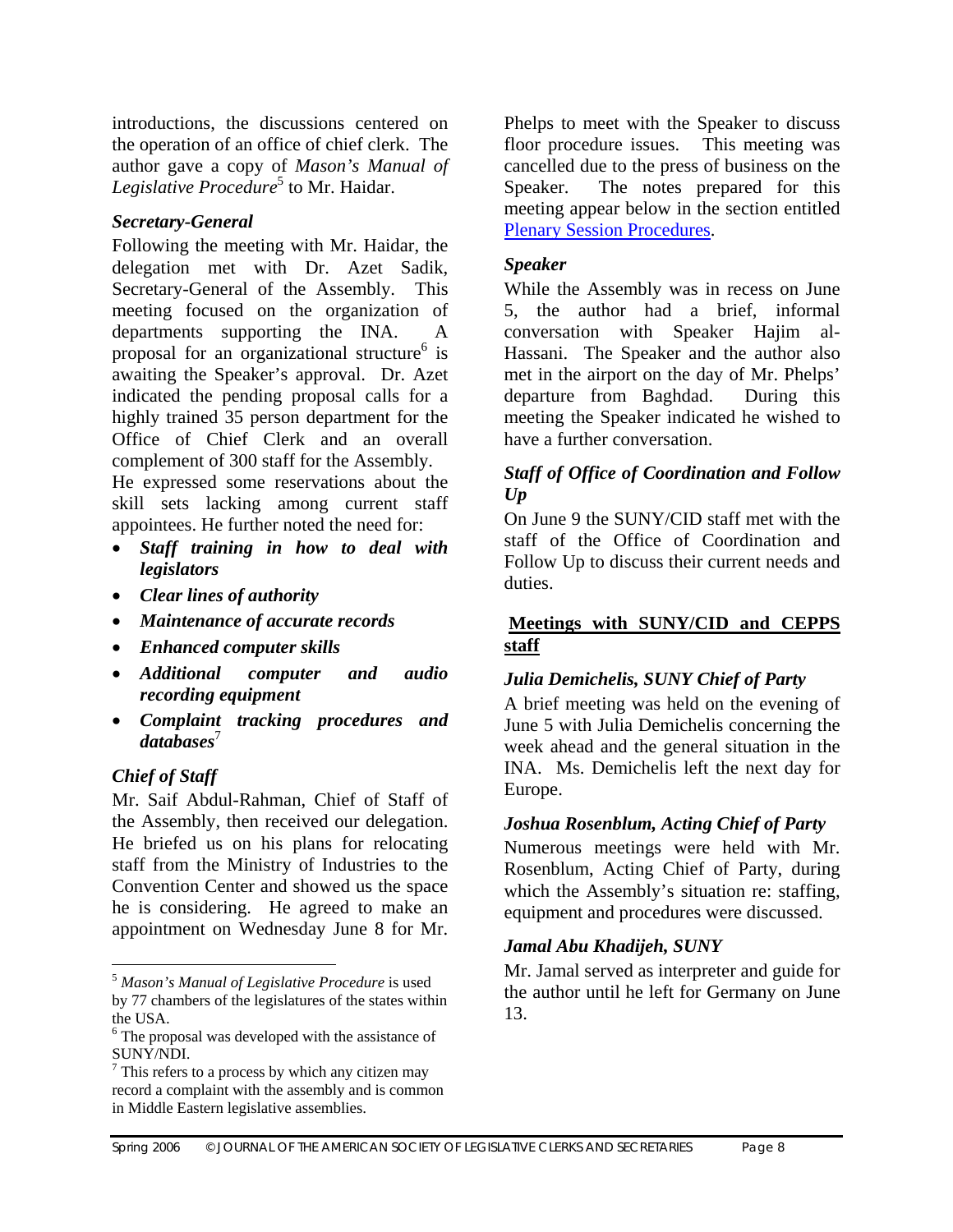introductions, the discussions centered on the operation of an office of chief clerk. The author gave a copy of *Mason's Manual of Legislative Procedure*[5] to Mr. Haidar.

### *Secretary-General*

Following the meeting with Mr. Haidar, the delegation met with Dr. Azet Sadik, Secretary-General of the Assembly. This meeting focused on the organization of departments supporting the INA. A proposal for an organizational structure[6] is awaiting the Speaker's approval. Dr. Azet indicated the pending proposal calls for a highly trained 35 person department for the Office of Chief Clerk and an overall complement of 300 staff for the Assembly.

He expressed some reservations about the skill sets lacking among current staff appointees. He further noted the need for:

- ***Staff training in how to deal with legislators***
- ***Clear lines of authority***
- ***Maintenance of accurate records***
- ***Enhanced computer skills***
- ***Additional computer and audio recording equipment***
- ***Complaint tracking procedures and databases***[7]

### *Chief of Staff*

Mr. Saif Abdul-Rahman, Chief of Staff of the Assembly, then received our delegation. He briefed us on his plans for relocating staff from the Ministry of Industries to the Convention Center and showed us the space he is considering. He agreed to make an appointment on Wednesday June 8 for Mr. Phelps to meet with the Speaker to discuss floor procedure issues. This meeting was cancelled due to the press of business on the Speaker. The notes prepared for this meeting appear below in the section entitled Plenary Session Procedures.

### *Speaker*

While the Assembly was in recess on June 5, the author had a brief, informal conversation with Speaker Hajim al-Hassani. The Speaker and the author also met in the airport on the day of Mr. Phelps' departure from Baghdad. During this meeting the Speaker indicated he wished to have a further conversation.

### *Staff of Office of Coordination and Follow Up*

On June 9 the SUNY/CID staff met with the staff of the Office of Coordination and Follow Up to discuss their current needs and duties.

## Meetings with SUNY/CID and CEPPS staff

### *Julia Demichelis, SUNY Chief of Party*

A brief meeting was held on the evening of June 5 with Julia Demichelis concerning the week ahead and the general situation in the INA. Ms. Demichelis left the next day for Europe.

### *Joshua Rosenblum, Acting Chief of Party*

Numerous meetings were held with Mr. Rosenblum, Acting Chief of Party, during which the Assembly's situation re: staffing, equipment and procedures were discussed.

### *Jamal Abu Khadijeh, SUNY*

Mr. Jamal served as interpreter and guide for the author until he left for Germany on June 13.

---

[5] *Mason's Manual of Legislative Procedure* is used by 77 chambers of the legislatures of the states within the USA.

[6] The proposal was developed with the assistance of SUNY/NDI.

[7] This refers to a process by which any citizen may record a complaint with the assembly and is common in Middle Eastern legislative assemblies.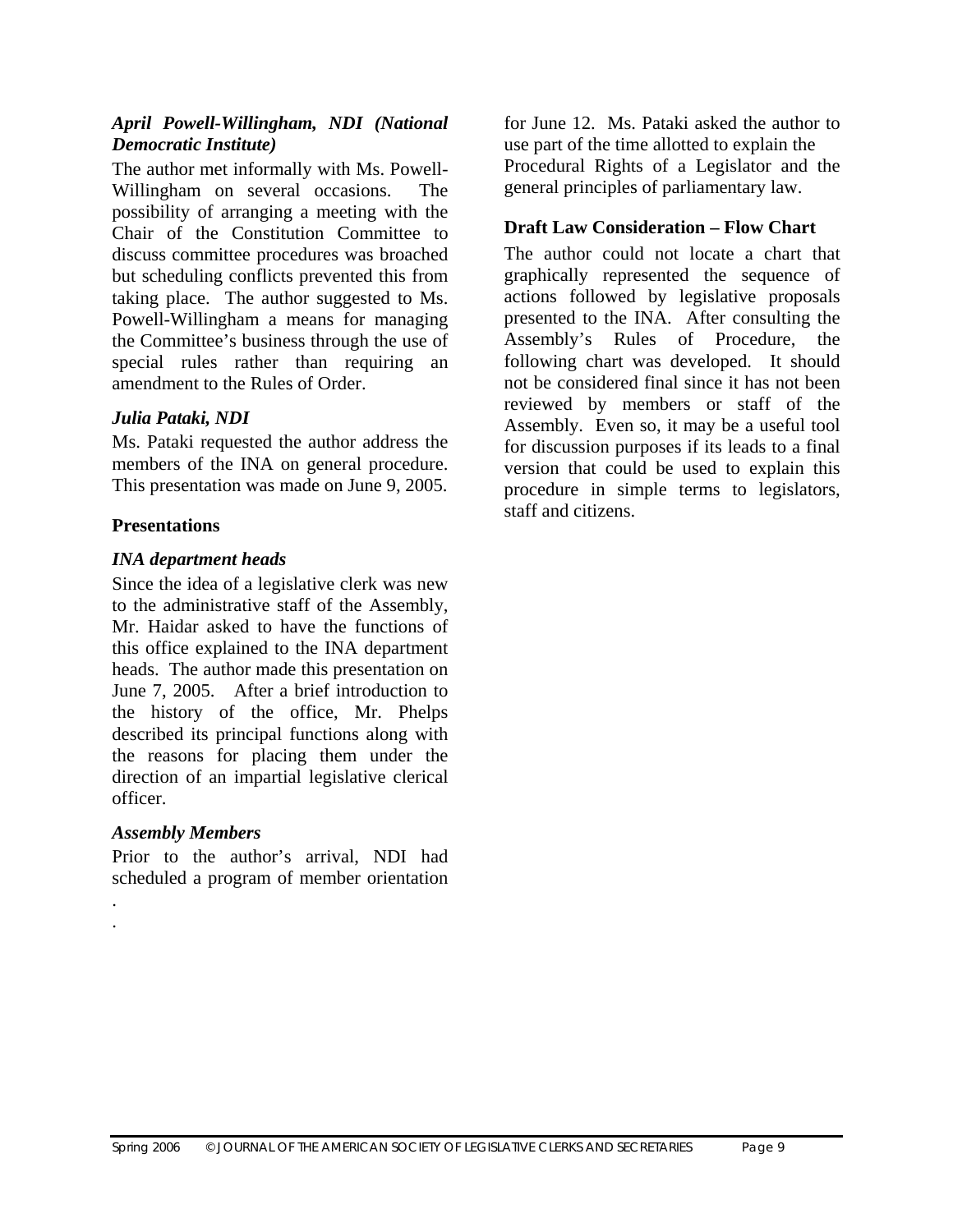*April Powell-Willingham, NDI (National Democratic Institute)*

The author met informally with Ms. Powell-Willingham on several occasions. The possibility of arranging a meeting with the Chair of the Constitution Committee to discuss committee procedures was broached but scheduling conflicts prevented this from taking place. The author suggested to Ms. Powell-Willingham a means for managing the Committee's business through the use of special rules rather than requiring an amendment to the Rules of Order.

*Julia Pataki, NDI*

Ms. Pataki requested the author address the members of the INA on general procedure. This presentation was made on June 9, 2005.

**Presentations**

*INA department heads*

Since the idea of a legislative clerk was new to the administrative staff of the Assembly, Mr. Haidar asked to have the functions of this office explained to the INA department heads. The author made this presentation on June 7, 2005. After a brief introduction to the history of the office, Mr. Phelps described its principal functions along with the reasons for placing them under the direction of an impartial legislative clerical officer.

*Assembly Members*

Prior to the author's arrival, NDI had scheduled a program of member orientation for June 12. Ms. Pataki asked the author to use part of the time allotted to explain the Procedural Rights of a Legislator and the general principles of parliamentary law.

**Draft Law Consideration – Flow Chart**

The author could not locate a chart that graphically represented the sequence of actions followed by legislative proposals presented to the INA. After consulting the Assembly's Rules of Procedure, the following chart was developed. It should not be considered final since it has not been reviewed by members or staff of the Assembly. Even so, it may be a useful tool for discussion purposes if its leads to a final version that could be used to explain this procedure in simple terms to legislators, staff and citizens.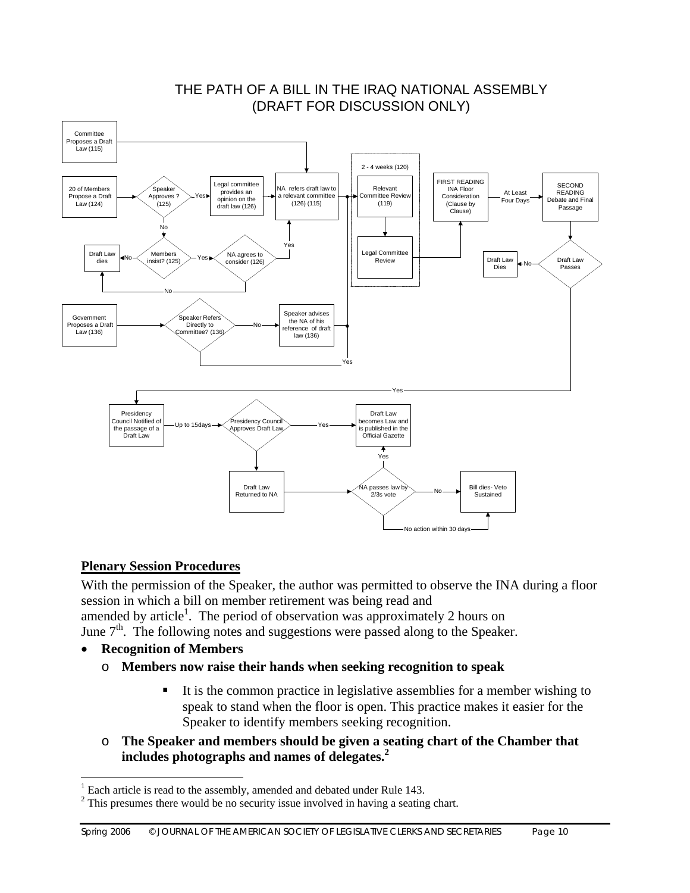## THE PATH OF A BILL IN THE IRAQ NATIONAL ASSEMBLY (DRAFT FOR DISCUSSION ONLY)

- Committee Proposes a Draft Law (115) → NA refers draft law to a relevant committee (126) (115)
- 20 of Members Propose a Draft Law (124) → Speaker Approves? (125)
  - Yes → Legal committee provides an opinion on the draft law (126) → NA refers draft law to a relevant committee (126) (115)
  - No → Members insist? (125)
    - No → Draft Law dies
    - Yes → NA agrees to consider (126)
      - Yes → NA refers draft law to a relevant committee (126) (115)
      - No → Draft Law dies
- Government Proposes a Draft Law (136) → Speaker Refers Directly to Committee? (136)
  - No → Speaker advises the NA of his reference of draft law (136) → Relevant Committee Review (119)
  - Yes → Relevant Committee Review (119)
- 2 - 4 weeks (120): Relevant Committee Review (119) → Legal Committee Review
- → FIRST READING INA Floor Consideration (Clause by Clause) → At Least Four Days → SECOND READING Debate and Final Passage → Draft Law Passes
  - No → Draft Law Dies
  - Yes → Presidency Council Notified of the passage of a Draft Law → Up to 15days → Presidency Council Approves Draft Law
    - Yes → Draft Law becomes Law and is published in the Official Gazette
    - Otherwise → Draft Law Returned to NA → NA passes law by 2/3s vote
      - Yes → Draft Law becomes Law and is published in the Official Gazette
      - No → Bill dies- Veto Sustained
      - No action within 30 days → Bill dies- Veto Sustained

## Plenary Session Procedures

With the permission of the Speaker, the author was permitted to observe the INA during a floor session in which a bill on member retirement was being read and amended by article[1]. The period of observation was approximately 2 hours on June 7th. The following notes and suggestions were passed along to the Speaker.

- **Recognition of Members**
  - **Members now raise their hands when seeking recognition to speak**
    - It is the common practice in legislative assemblies for a member wishing to speak to stand when the floor is open. This practice makes it easier for the Speaker to identify members seeking recognition.
  - **The Speaker and members should be given a seating chart of the Chamber that includes photographs and names of delegates.[2]**

---

[1] Each article is read to the assembly, amended and debated under Rule 143.

[2] This presumes there would be no security issue involved in having a seating chart.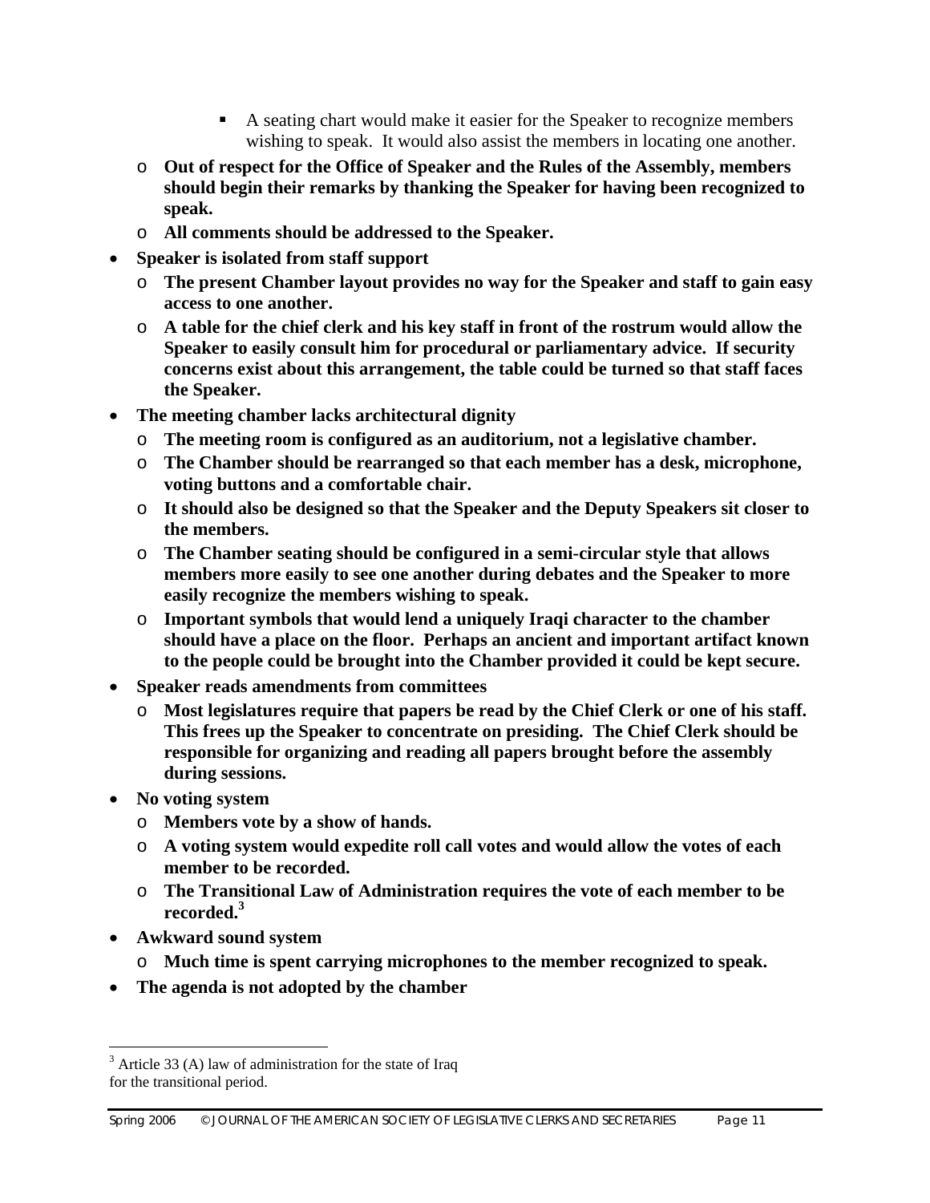- A seating chart would make it easier for the Speaker to recognize members wishing to speak. It would also assist the members in locating one another.
    - **Out of respect for the Office of Speaker and the Rules of the Assembly, members should begin their remarks by thanking the Speaker for having been recognized to speak.**
    - **All comments should be addressed to the Speaker.**
- **Speaker is isolated from staff support**
    - **The present Chamber layout provides no way for the Speaker and staff to gain easy access to one another.**
    - **A table for the chief clerk and his key staff in front of the rostrum would allow the Speaker to easily consult him for procedural or parliamentary advice. If security concerns exist about this arrangement, the table could be turned so that staff faces the Speaker.**
- **The meeting chamber lacks architectural dignity**
    - **The meeting room is configured as an auditorium, not a legislative chamber.**
    - **The Chamber should be rearranged so that each member has a desk, microphone, voting buttons and a comfortable chair.**
    - **It should also be designed so that the Speaker and the Deputy Speakers sit closer to the members.**
    - **The Chamber seating should be configured in a semi-circular style that allows members more easily to see one another during debates and the Speaker to more easily recognize the members wishing to speak.**
    - **Important symbols that would lend a uniquely Iraqi character to the chamber should have a place on the floor. Perhaps an ancient and important artifact known to the people could be brought into the Chamber provided it could be kept secure.**
- **Speaker reads amendments from committees**
    - **Most legislatures require that papers be read by the Chief Clerk or one of his staff. This frees up the Speaker to concentrate on presiding. The Chief Clerk should be responsible for organizing and reading all papers brought before the assembly during sessions.**
- **No voting system**
    - **Members vote by a show of hands.**
    - **A voting system would expedite roll call votes and would allow the votes of each member to be recorded.**
    - **The Transitional Law of Administration requires the vote of each member to be recorded.[3]**
- **Awkward sound system**
    - **Much time is spent carrying microphones to the member recognized to speak.**
- **The agenda is not adopted by the chamber**

---

[3] Article 33 (A) law of administration for the state of Iraq for the transitional period.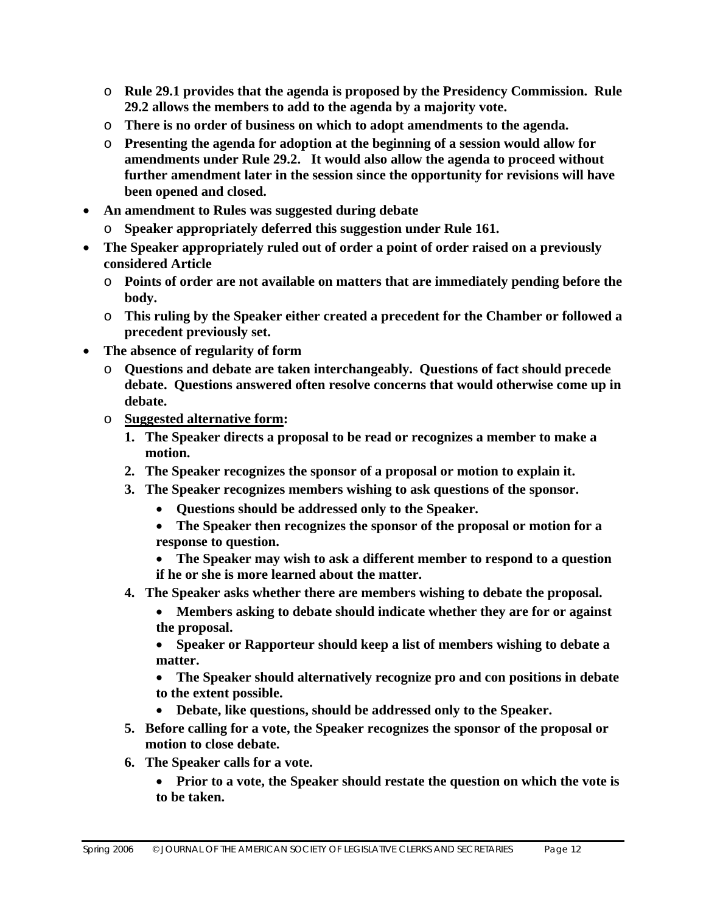- **Rule 29.1 provides that the agenda is proposed by the Presidency Commission. Rule 29.2 allows the members to add to the agenda by a majority vote.**
  - **There is no order of business on which to adopt amendments to the agenda.**
  - **Presenting the agenda for adoption at the beginning of a session would allow for amendments under Rule 29.2. It would also allow the agenda to proceed without further amendment later in the session since the opportunity for revisions will have been opened and closed.**
- **An amendment to Rules was suggested during debate**
  - **Speaker appropriately deferred this suggestion under Rule 161.**
- **The Speaker appropriately ruled out of order a point of order raised on a previously considered Article**
  - **Points of order are not available on matters that are immediately pending before the body.**
  - **This ruling by the Speaker either created a precedent for the Chamber or followed a precedent previously set.**
- **The absence of regularity of form**
  - **Questions and debate are taken interchangeably. Questions of fact should precede debate. Questions answered often resolve concerns that would otherwise come up in debate.**
  - **<u>Suggested alternative form</u>:**
    1. **The Speaker directs a proposal to be read or recognizes a member to make a motion.**
    2. **The Speaker recognizes the sponsor of a proposal or motion to explain it.**
    3. **The Speaker recognizes members wishing to ask questions of the sponsor.**
       - **Questions should be addressed only to the Speaker.**
       - **The Speaker then recognizes the sponsor of the proposal or motion for a response to question.**
       - **The Speaker may wish to ask a different member to respond to a question if he or she is more learned about the matter.**
    4. **The Speaker asks whether there are members wishing to debate the proposal.**
       - **Members asking to debate should indicate whether they are for or against the proposal.**
       - **Speaker or Rapporteur should keep a list of members wishing to debate a matter.**
       - **The Speaker should alternatively recognize pro and con positions in debate to the extent possible.**
       - **Debate, like questions, should be addressed only to the Speaker.**
    5. **Before calling for a vote, the Speaker recognizes the sponsor of the proposal or motion to close debate.**
    6. **The Speaker calls for a vote.**
       - **Prior to a vote, the Speaker should restate the question on which the vote is to be taken.**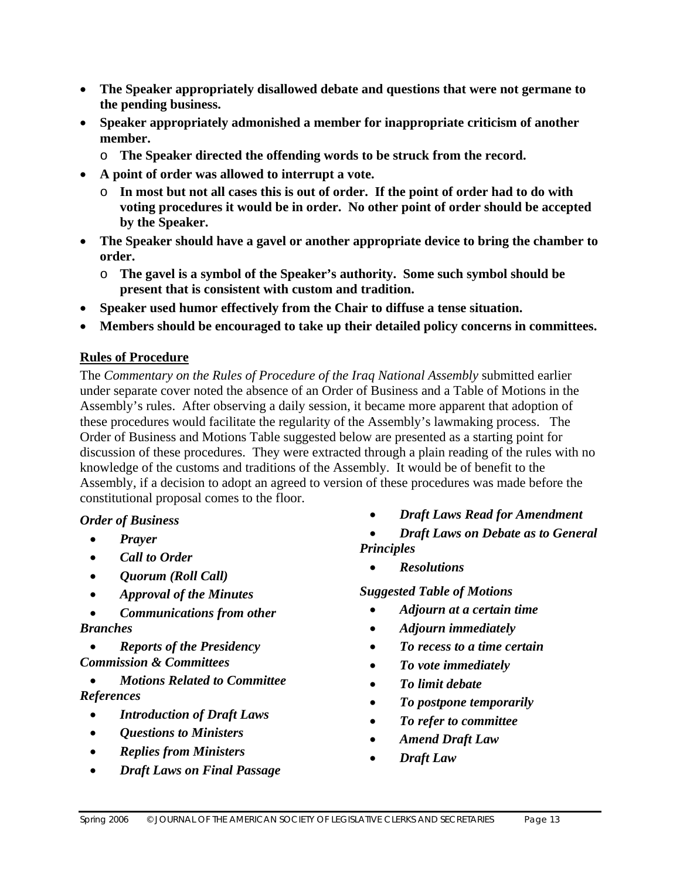- **The Speaker appropriately disallowed debate and questions that were not germane to the pending business.**
- **Speaker appropriately admonished a member for inappropriate criticism of another member.**
  - **The Speaker directed the offending words to be struck from the record.**
- **A point of order was allowed to interrupt a vote.**
  - **In most but not all cases this is out of order. If the point of order had to do with voting procedures it would be in order. No other point of order should be accepted by the Speaker.**
- **The Speaker should have a gavel or another appropriate device to bring the chamber to order.**
  - **The gavel is a symbol of the Speaker's authority. Some such symbol should be present that is consistent with custom and tradition.**
- **Speaker used humor effectively from the Chair to diffuse a tense situation.**
- **Members should be encouraged to take up their detailed policy concerns in committees.**

## Rules of Procedure

The *Commentary on the Rules of Procedure of the Iraq National Assembly* submitted earlier under separate cover noted the absence of an Order of Business and a Table of Motions in the Assembly's rules. After observing a daily session, it became more apparent that adoption of these procedures would facilitate the regularity of the Assembly's lawmaking process. The Order of Business and Motions Table suggested below are presented as a starting point for discussion of these procedures. They were extracted through a plain reading of the rules with no knowledge of the customs and traditions of the Assembly. It would be of benefit to the Assembly, if a decision to adopt an agreed to version of these procedures was made before the constitutional proposal comes to the floor.

***Order of Business***

- ***Prayer***
- ***Call to Order***
- ***Quorum (Roll Call)***
- ***Approval of the Minutes***
- ***Communications from other Branches***
- ***Reports of the Presidency Commission & Committees***
- ***Motions Related to Committee References***
- ***Introduction of Draft Laws***
- ***Questions to Ministers***
- ***Replies from Ministers***
- ***Draft Laws on Final Passage***
- ***Draft Laws Read for Amendment***
- ***Draft Laws on Debate as to General Principles***
- ***Resolutions***

***Suggested Table of Motions***

- ***Adjourn at a certain time***
- ***Adjourn immediately***
- ***To recess to a time certain***
- ***To vote immediately***
- ***To limit debate***
- ***To postpone temporarily***
- ***To refer to committee***
- ***Amend Draft Law***
- ***Draft Law***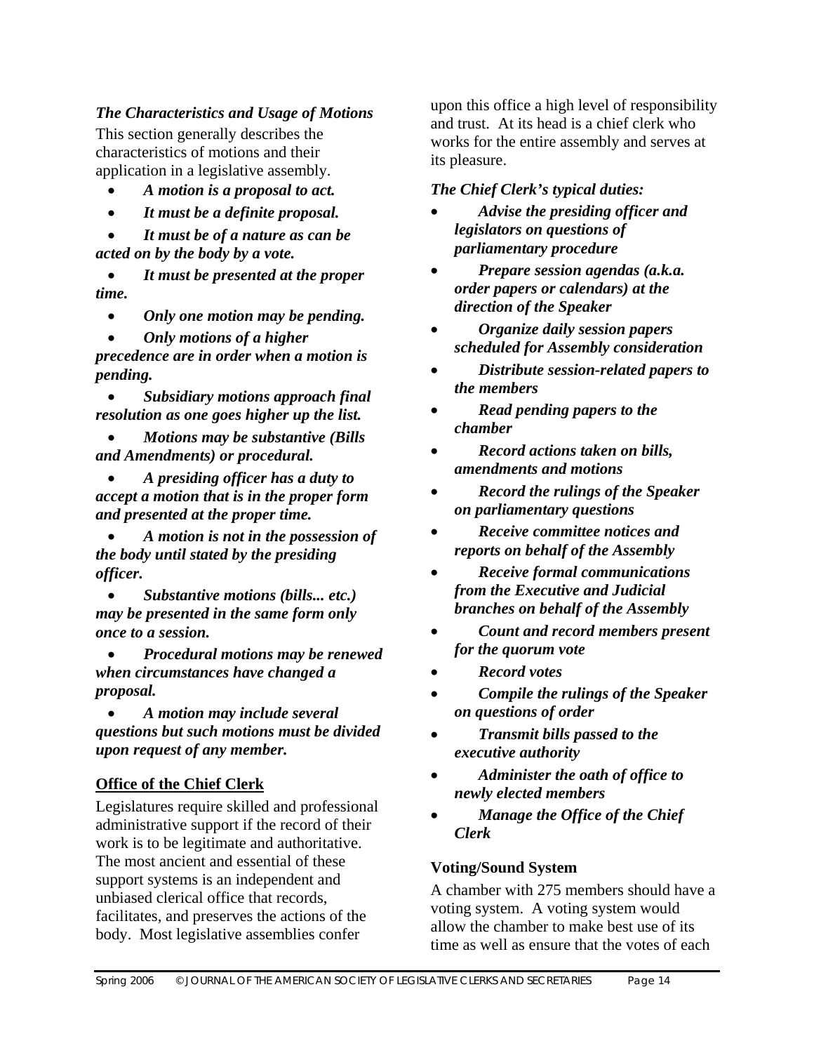*The Characteristics and Usage of Motions*

This section generally describes the characteristics of motions and their application in a legislative assembly.

- ***A motion is a proposal to act.***
- ***It must be a definite proposal.***
- ***It must be of a nature as can be acted on by the body by a vote.***
- ***It must be presented at the proper time.***
- ***Only one motion may be pending.***
- ***Only motions of a higher precedence are in order when a motion is pending.***
- ***Subsidiary motions approach final resolution as one goes higher up the list.***
- ***Motions may be substantive (Bills and Amendments) or procedural.***
- ***A presiding officer has a duty to accept a motion that is in the proper form and presented at the proper time.***
- ***A motion is not in the possession of the body until stated by the presiding officer.***
- ***Substantive motions (bills... etc.) may be presented in the same form only once to a session.***
- ***Procedural motions may be renewed when circumstances have changed a proposal.***
- ***A motion may include several questions but such motions must be divided upon request of any member.***

## Office of the Chief Clerk

Legislatures require skilled and professional administrative support if the record of their work is to be legitimate and authoritative. The most ancient and essential of these support systems is an independent and unbiased clerical office that records, facilitates, and preserves the actions of the body. Most legislative assemblies confer upon this office a high level of responsibility and trust. At its head is a chief clerk who works for the entire assembly and serves at its pleasure.

*The Chief Clerk's typical duties:*

- ***Advise the presiding officer and legislators on questions of parliamentary procedure***
- ***Prepare session agendas (a.k.a. order papers or calendars) at the direction of the Speaker***
- ***Organize daily session papers scheduled for Assembly consideration***
- ***Distribute session-related papers to the members***
- ***Read pending papers to the chamber***
- ***Record actions taken on bills, amendments and motions***
- ***Record the rulings of the Speaker on parliamentary questions***
- ***Receive committee notices and reports on behalf of the Assembly***
- ***Receive formal communications from the Executive and Judicial branches on behalf of the Assembly***
- ***Count and record members present for the quorum vote***
- ***Record votes***
- ***Compile the rulings of the Speaker on questions of order***
- ***Transmit bills passed to the executive authority***
- ***Administer the oath of office to newly elected members***
- ***Manage the Office of the Chief Clerk***

### Voting/Sound System

A chamber with 275 members should have a voting system. A voting system would allow the chamber to make best use of its time as well as ensure that the votes of each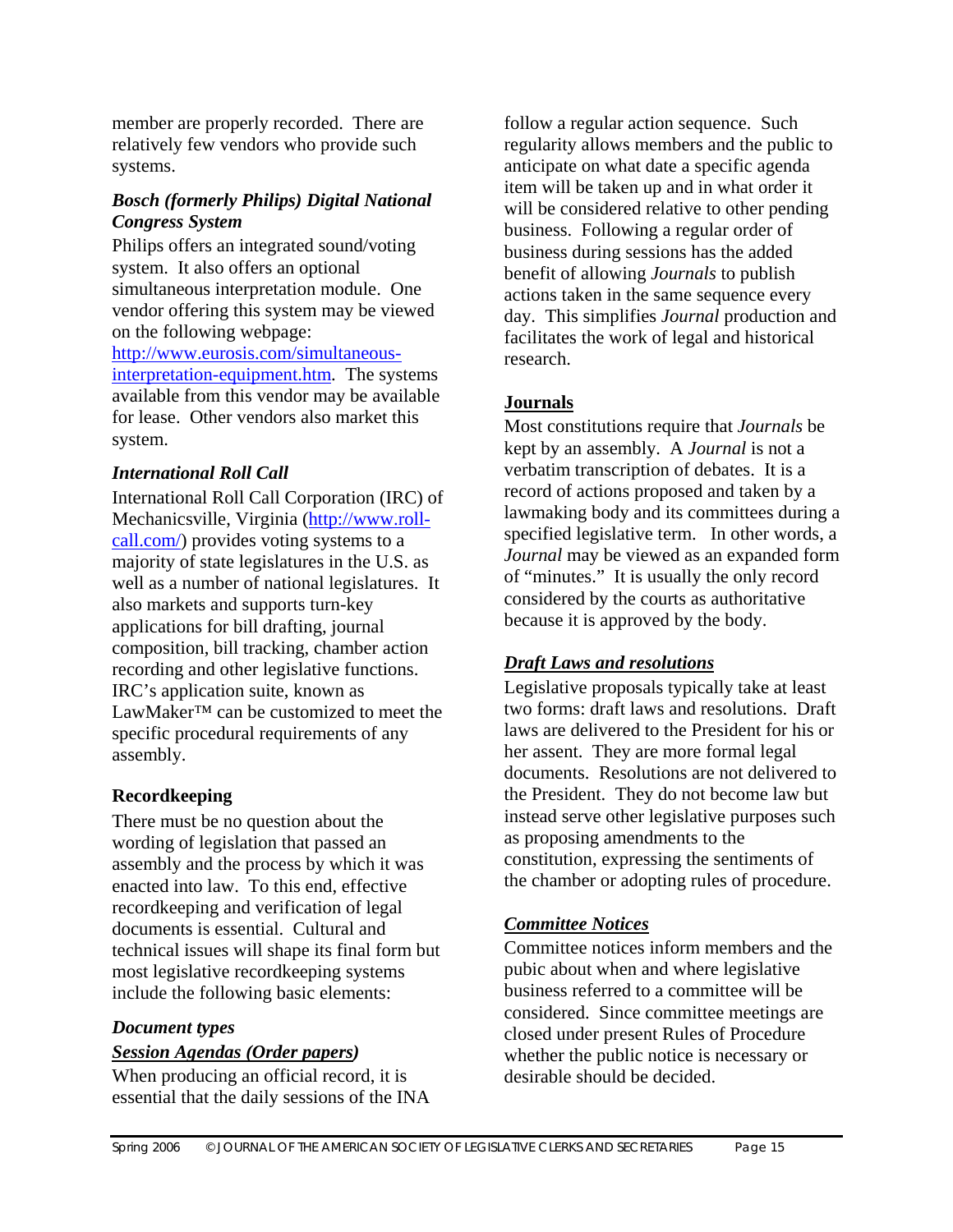member are properly recorded. There are relatively few vendors who provide such systems.

### *Bosch (formerly Philips) Digital National Congress System*

Philips offers an integrated sound/voting system. It also offers an optional simultaneous interpretation module. One vendor offering this system may be viewed on the following webpage: [http://www.eurosis.com/simultaneous-interpretation-equipment.htm](http://www.eurosis.com/simultaneous-interpretation-equipment.htm). The systems available from this vendor may be available for lease. Other vendors also market this system.

### *International Roll Call*

International Roll Call Corporation (IRC) of Mechanicsville, Virginia ([http://www.roll-call.com/](http://www.roll-call.com/)) provides voting systems to a majority of state legislatures in the U.S. as well as a number of national legislatures. It also markets and supports turn-key applications for bill drafting, journal composition, bill tracking, chamber action recording and other legislative functions. IRC's application suite, known as LawMaker™ can be customized to meet the specific procedural requirements of any assembly.

## Recordkeeping

There must be no question about the wording of legislation that passed an assembly and the process by which it was enacted into law. To this end, effective recordkeeping and verification of legal documents is essential. Cultural and technical issues will shape its final form but most legislative recordkeeping systems include the following basic elements:

### *Document types*

#### ***Session Agendas (Order papers)***

When producing an official record, it is essential that the daily sessions of the INA follow a regular action sequence. Such regularity allows members and the public to anticipate on what date a specific agenda item will be taken up and in what order it will be considered relative to other pending business. Following a regular order of business during sessions has the added benefit of allowing *Journals* to publish actions taken in the same sequence every day. This simplifies *Journal* production and facilitates the work of legal and historical research.

#### **Journals**

Most constitutions require that *Journals* be kept by an assembly. A *Journal* is not a verbatim transcription of debates. It is a record of actions proposed and taken by a lawmaking body and its committees during a specified legislative term. In other words, a *Journal* may be viewed as an expanded form of "minutes." It is usually the only record considered by the courts as authoritative because it is approved by the body.

#### ***Draft Laws and resolutions***

Legislative proposals typically take at least two forms: draft laws and resolutions. Draft laws are delivered to the President for his or her assent. They are more formal legal documents. Resolutions are not delivered to the President. They do not become law but instead serve other legislative purposes such as proposing amendments to the constitution, expressing the sentiments of the chamber or adopting rules of procedure.

#### ***Committee Notices***

Committee notices inform members and the pubic about when and where legislative business referred to a committee will be considered. Since committee meetings are closed under present Rules of Procedure whether the public notice is necessary or desirable should be decided.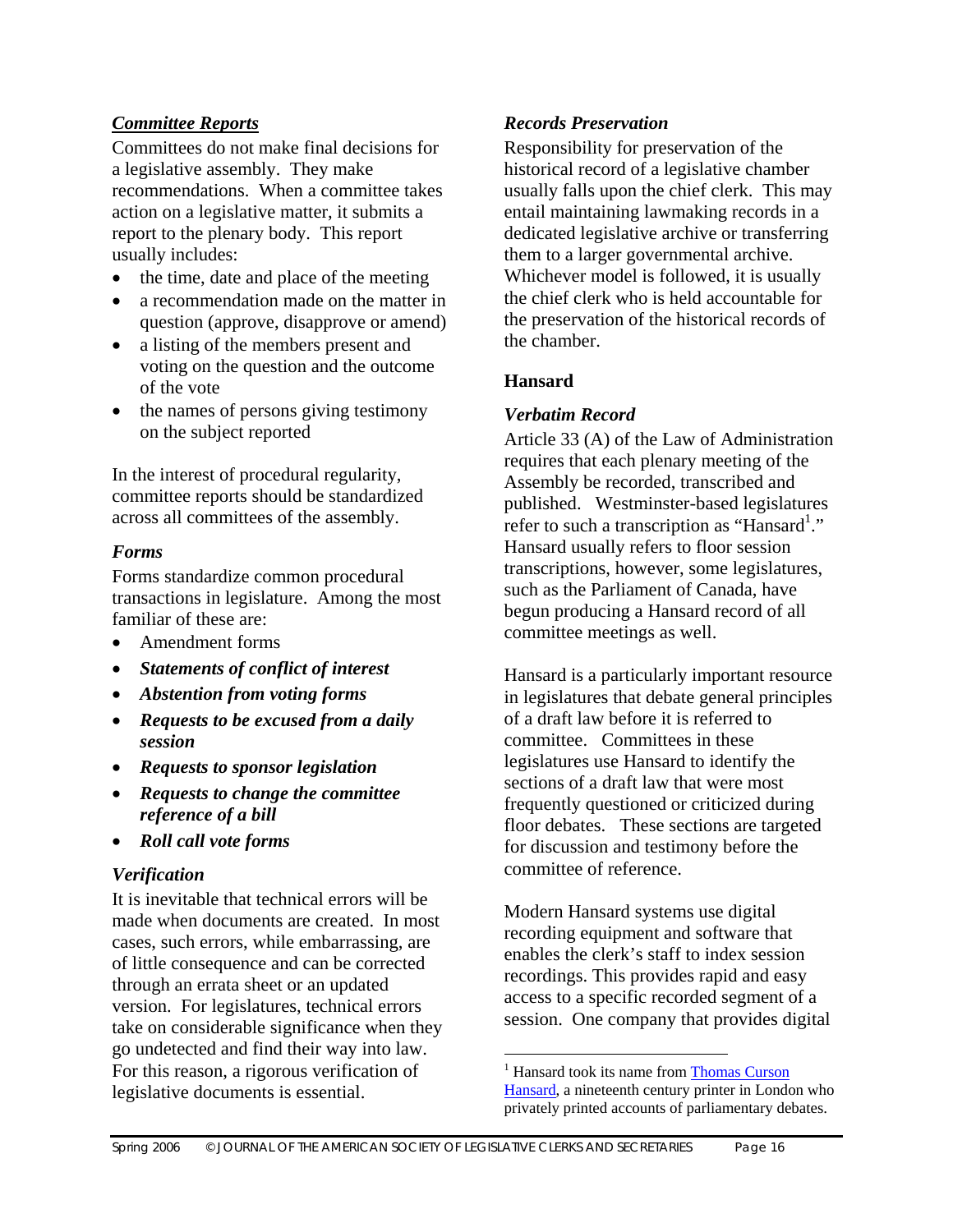### *Committee Reports*

Committees do not make final decisions for a legislative assembly. They make recommendations. When a committee takes action on a legislative matter, it submits a report to the plenary body. This report usually includes:

- the time, date and place of the meeting
- a recommendation made on the matter in question (approve, disapprove or amend)
- a listing of the members present and voting on the question and the outcome of the vote
- the names of persons giving testimony on the subject reported

In the interest of procedural regularity, committee reports should be standardized across all committees of the assembly.

### *Forms*

Forms standardize common procedural transactions in legislature. Among the most familiar of these are:

- Amendment forms
- ***Statements of conflict of interest***
- ***Abstention from voting forms***
- ***Requests to be excused from a daily session***
- ***Requests to sponsor legislation***
- ***Requests to change the committee reference of a bill***
- ***Roll call vote forms***

### *Verification*

It is inevitable that technical errors will be made when documents are created. In most cases, such errors, while embarrassing, are of little consequence and can be corrected through an errata sheet or an updated version. For legislatures, technical errors take on considerable significance when they go undetected and find their way into law. For this reason, a rigorous verification of legislative documents is essential.

### *Records Preservation*

Responsibility for preservation of the historical record of a legislative chamber usually falls upon the chief clerk. This may entail maintaining lawmaking records in a dedicated legislative archive or transferring them to a larger governmental archive. Whichever model is followed, it is usually the chief clerk who is held accountable for the preservation of the historical records of the chamber.

## Hansard

### *Verbatim Record*

Article 33 (A) of the Law of Administration requires that each plenary meeting of the Assembly be recorded, transcribed and published. Westminster-based legislatures refer to such a transcription as "Hansard[1]." Hansard usually refers to floor session transcriptions, however, some legislatures, such as the Parliament of Canada, have begun producing a Hansard record of all committee meetings as well.

Hansard is a particularly important resource in legislatures that debate general principles of a draft law before it is referred to committee. Committees in these legislatures use Hansard to identify the sections of a draft law that were most frequently questioned or criticized during floor debates. These sections are targeted for discussion and testimony before the committee of reference.

Modern Hansard systems use digital recording equipment and software that enables the clerk's staff to index session recordings. This provides rapid and easy access to a specific recorded segment of a session. One company that provides digital

[1] Hansard took its name from Thomas Curson Hansard, a nineteenth century printer in London who privately printed accounts of parliamentary debates.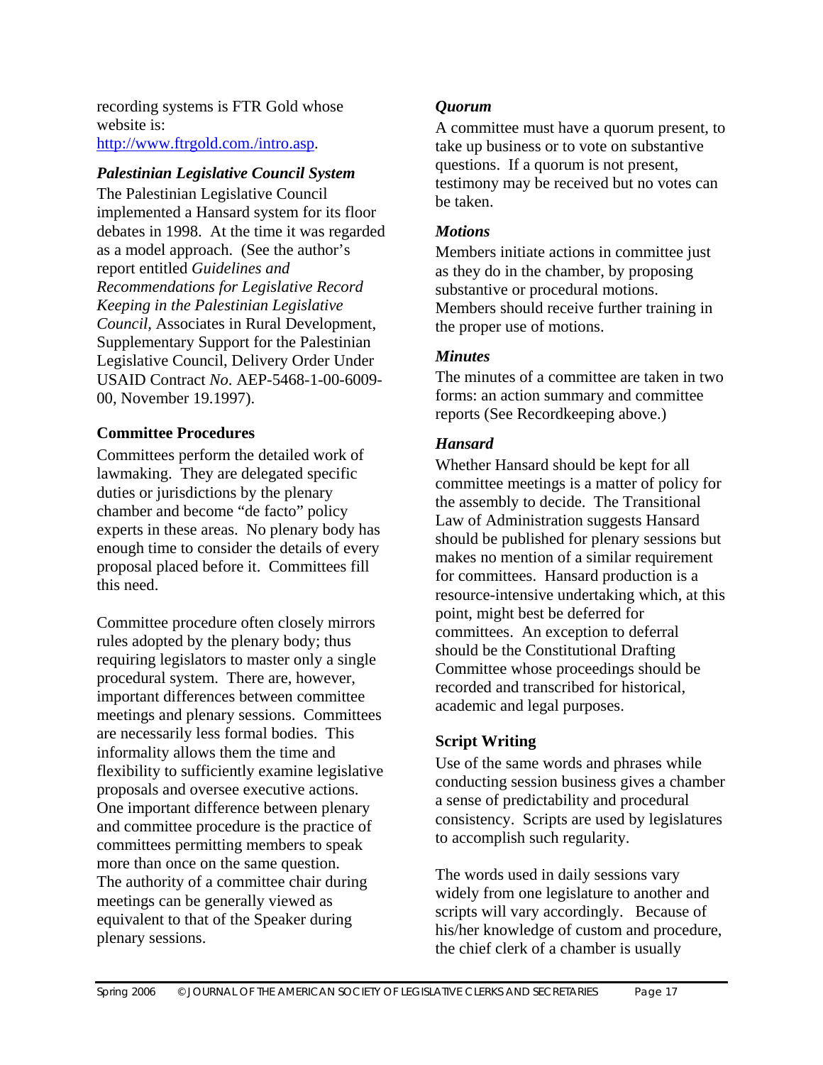recording systems is FTR Gold whose website is: [http://www.ftrgold.com./intro.asp](http://www.ftrgold.com./intro.asp).

### *Palestinian Legislative Council System*

The Palestinian Legislative Council implemented a Hansard system for its floor debates in 1998. At the time it was regarded as a model approach. (See the author's report entitled *Guidelines and Recommendations for Legislative Record Keeping in the Palestinian Legislative Council*, Associates in Rural Development, Supplementary Support for the Palestinian Legislative Council, Delivery Order Under USAID Contract *No*. AEP-5468-1-00-6009-00, November 19.1997).

## Committee Procedures

Committees perform the detailed work of lawmaking. They are delegated specific duties or jurisdictions by the plenary chamber and become "de facto" policy experts in these areas. No plenary body has enough time to consider the details of every proposal placed before it. Committees fill this need.

Committee procedure often closely mirrors rules adopted by the plenary body; thus requiring legislators to master only a single procedural system. There are, however, important differences between committee meetings and plenary sessions. Committees are necessarily less formal bodies. This informality allows them the time and flexibility to sufficiently examine legislative proposals and oversee executive actions. One important difference between plenary and committee procedure is the practice of committees permitting members to speak more than once on the same question. The authority of a committee chair during meetings can be generally viewed as equivalent to that of the Speaker during plenary sessions.

### *Quorum*

A committee must have a quorum present, to take up business or to vote on substantive questions. If a quorum is not present, testimony may be received but no votes can be taken.

### *Motions*

Members initiate actions in committee just as they do in the chamber, by proposing substantive or procedural motions. Members should receive further training in the proper use of motions.

### *Minutes*

The minutes of a committee are taken in two forms: an action summary and committee reports (See Recordkeeping above.)

### *Hansard*

Whether Hansard should be kept for all committee meetings is a matter of policy for the assembly to decide. The Transitional Law of Administration suggests Hansard should be published for plenary sessions but makes no mention of a similar requirement for committees. Hansard production is a resource-intensive undertaking which, at this point, might best be deferred for committees. An exception to deferral should be the Constitutional Drafting Committee whose proceedings should be recorded and transcribed for historical, academic and legal purposes.

## Script Writing

Use of the same words and phrases while conducting session business gives a chamber a sense of predictability and procedural consistency. Scripts are used by legislatures to accomplish such regularity.

The words used in daily sessions vary widely from one legislature to another and scripts will vary accordingly. Because of his/her knowledge of custom and procedure, the chief clerk of a chamber is usually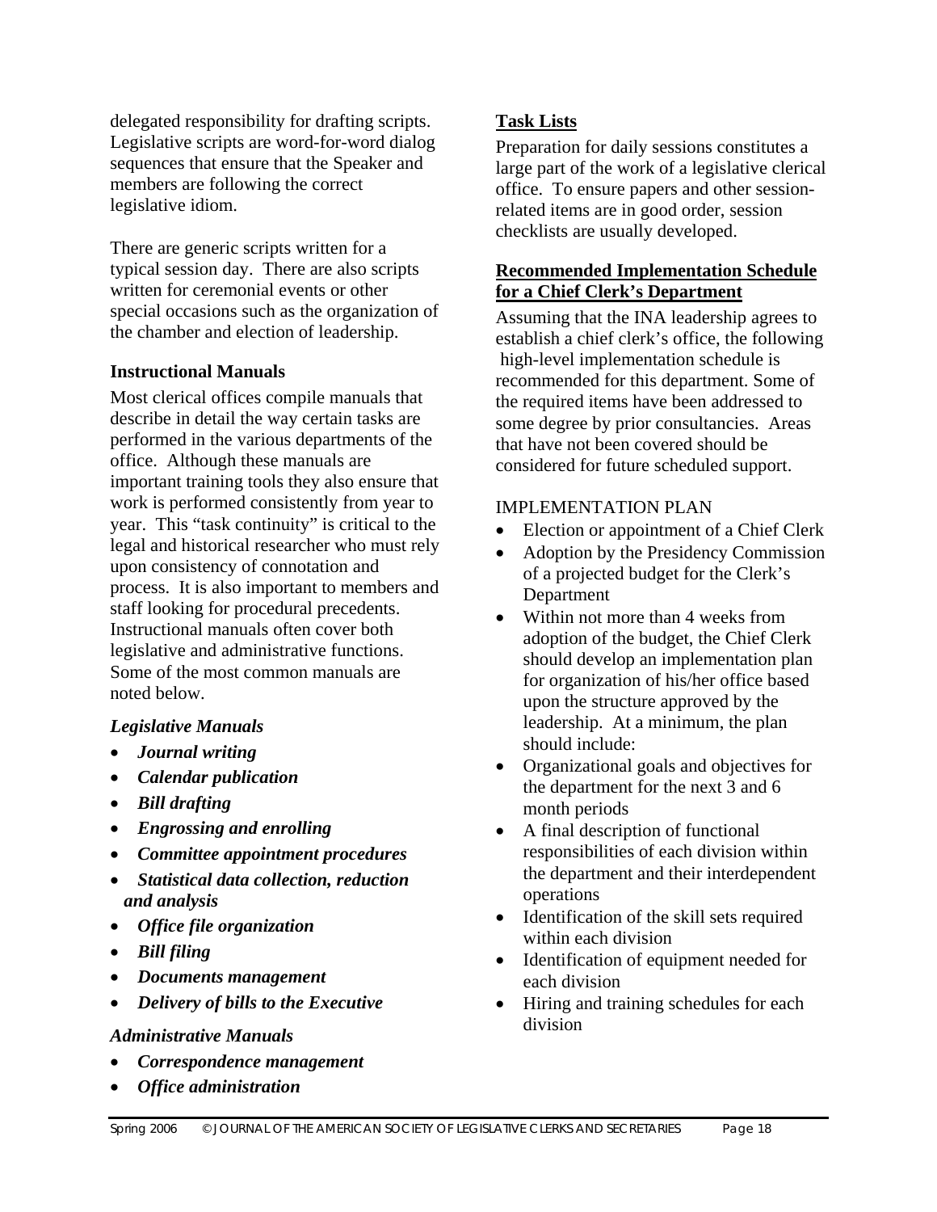delegated responsibility for drafting scripts. Legislative scripts are word-for-word dialog sequences that ensure that the Speaker and members are following the correct legislative idiom.

There are generic scripts written for a typical session day. There are also scripts written for ceremonial events or other special occasions such as the organization of the chamber and election of leadership.

### Instructional Manuals

Most clerical offices compile manuals that describe in detail the way certain tasks are performed in the various departments of the office. Although these manuals are important training tools they also ensure that work is performed consistently from year to year. This "task continuity" is critical to the legal and historical researcher who must rely upon consistency of connotation and process. It is also important to members and staff looking for procedural precedents. Instructional manuals often cover both legislative and administrative functions. Some of the most common manuals are noted below.

#### *Legislative Manuals*

- ***Journal writing***
- ***Calendar publication***
- ***Bill drafting***
- ***Engrossing and enrolling***
- ***Committee appointment procedures***
- ***Statistical data collection, reduction and analysis***
- ***Office file organization***
- ***Bill filing***
- ***Documents management***
- ***Delivery of bills to the Executive***

#### *Administrative Manuals*

- ***Correspondence management***
- ***Office administration***

### Task Lists

Preparation for daily sessions constitutes a large part of the work of a legislative clerical office. To ensure papers and other session-related items are in good order, session checklists are usually developed.

### Recommended Implementation Schedule for a Chief Clerk's Department

Assuming that the INA leadership agrees to establish a chief clerk's office, the following high-level implementation schedule is recommended for this department. Some of the required items have been addressed to some degree by prior consultancies. Areas that have not been covered should be considered for future scheduled support.

IMPLEMENTATION PLAN

- Election or appointment of a Chief Clerk
- Adoption by the Presidency Commission of a projected budget for the Clerk's Department
- Within not more than 4 weeks from adoption of the budget, the Chief Clerk should develop an implementation plan for organization of his/her office based upon the structure approved by the leadership. At a minimum, the plan should include:
- Organizational goals and objectives for the department for the next 3 and 6 month periods
- A final description of functional responsibilities of each division within the department and their interdependent operations
- Identification of the skill sets required within each division
- Identification of equipment needed for each division
- Hiring and training schedules for each division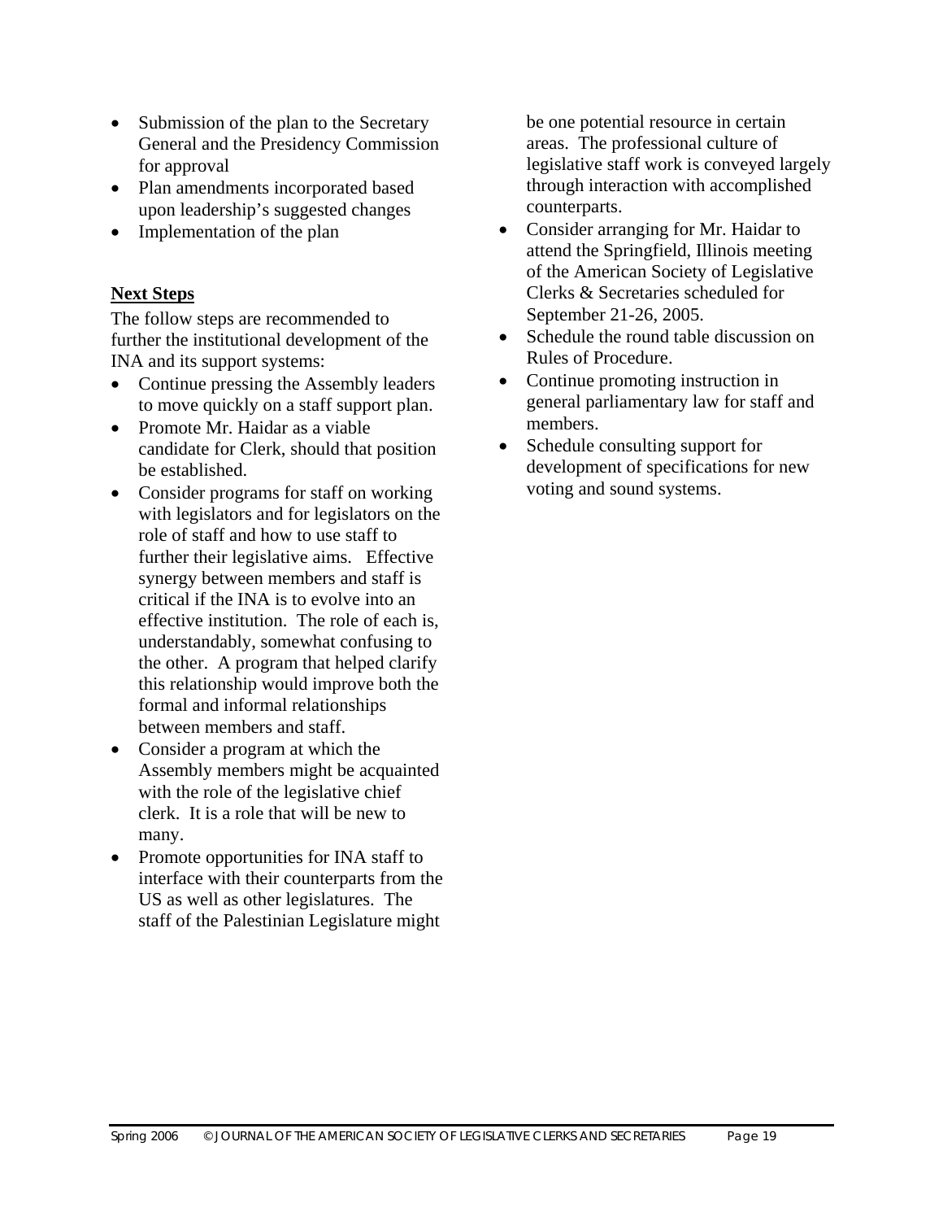- Submission of the plan to the Secretary General and the Presidency Commission for approval
- Plan amendments incorporated based upon leadership's suggested changes
- Implementation of the plan

**Next Steps**

The follow steps are recommended to further the institutional development of the INA and its support systems:

- Continue pressing the Assembly leaders to move quickly on a staff support plan.
- Promote Mr. Haidar as a viable candidate for Clerk, should that position be established.
- Consider programs for staff on working with legislators and for legislators on the role of staff and how to use staff to further their legislative aims. Effective synergy between members and staff is critical if the INA is to evolve into an effective institution. The role of each is, understandably, somewhat confusing to the other. A program that helped clarify this relationship would improve both the formal and informal relationships between members and staff.
- Consider a program at which the Assembly members might be acquainted with the role of the legislative chief clerk. It is a role that will be new to many.
- Promote opportunities for INA staff to interface with their counterparts from the US as well as other legislatures. The staff of the Palestinian Legislature might be one potential resource in certain areas. The professional culture of legislative staff work is conveyed largely through interaction with accomplished counterparts.
- Consider arranging for Mr. Haidar to attend the Springfield, Illinois meeting of the American Society of Legislative Clerks & Secretaries scheduled for September 21-26, 2005.
- Schedule the round table discussion on Rules of Procedure.
- Continue promoting instruction in general parliamentary law for staff and members.
- Schedule consulting support for development of specifications for new voting and sound systems.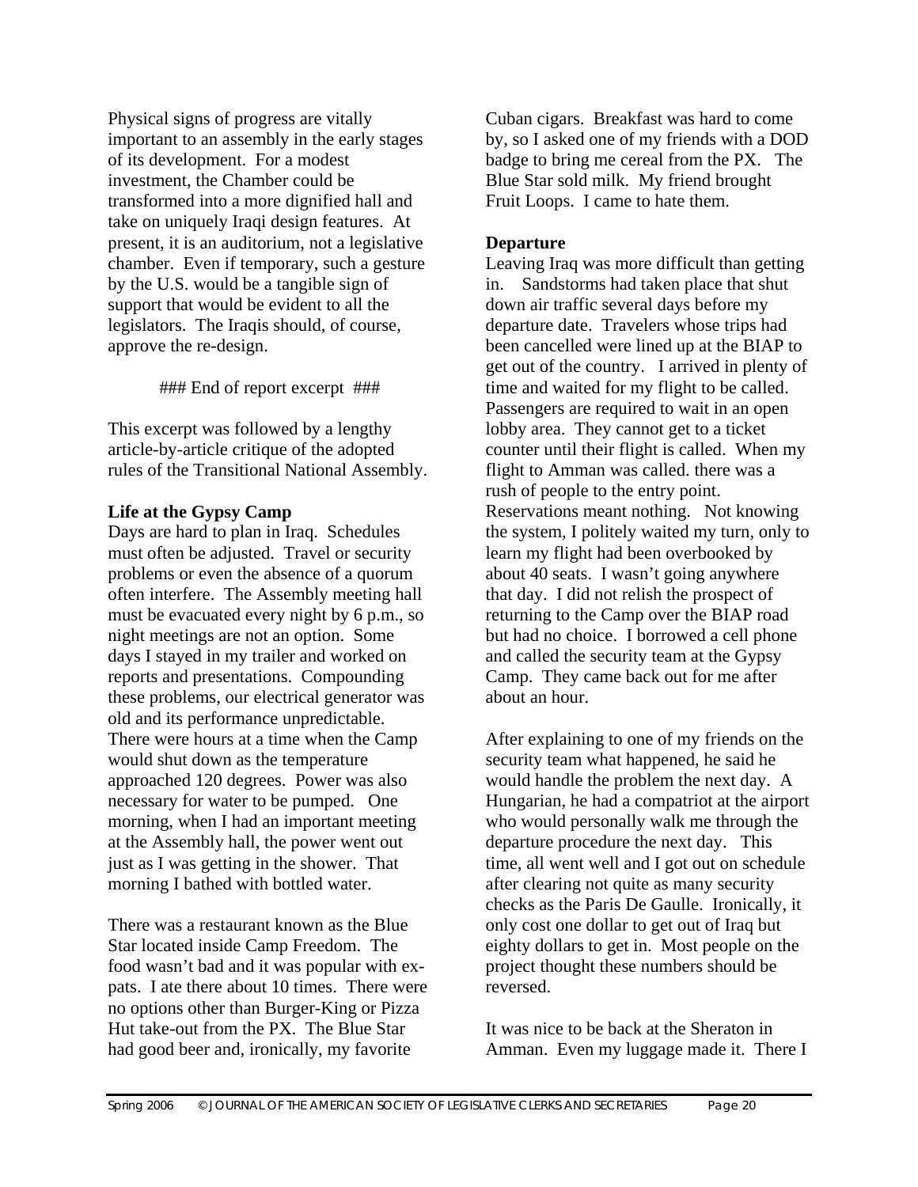Physical signs of progress are vitally important to an assembly in the early stages of its development. For a modest investment, the Chamber could be transformed into a more dignified hall and take on uniquely Iraqi design features. At present, it is an auditorium, not a legislative chamber. Even if temporary, such a gesture by the U.S. would be a tangible sign of support that would be evident to all the legislators. The Iraqis should, of course, approve the re-design.

### End of report excerpt ###

This excerpt was followed by a lengthy article-by-article critique of the adopted rules of the Transitional National Assembly.

**Life at the Gypsy Camp**

Days are hard to plan in Iraq. Schedules must often be adjusted. Travel or security problems or even the absence of a quorum often interfere. The Assembly meeting hall must be evacuated every night by 6 p.m., so night meetings are not an option. Some days I stayed in my trailer and worked on reports and presentations. Compounding these problems, our electrical generator was old and its performance unpredictable. There were hours at a time when the Camp would shut down as the temperature approached 120 degrees. Power was also necessary for water to be pumped. One morning, when I had an important meeting at the Assembly hall, the power went out just as I was getting in the shower. That morning I bathed with bottled water.

There was a restaurant known as the Blue Star located inside Camp Freedom. The food wasn't bad and it was popular with ex-pats. I ate there about 10 times. There were no options other than Burger-King or Pizza Hut take-out from the PX. The Blue Star had good beer and, ironically, my favorite Cuban cigars. Breakfast was hard to come by, so I asked one of my friends with a DOD badge to bring me cereal from the PX. The Blue Star sold milk. My friend brought Fruit Loops. I came to hate them.

**Departure**

Leaving Iraq was more difficult than getting in. Sandstorms had taken place that shut down air traffic several days before my departure date. Travelers whose trips had been cancelled were lined up at the BIAP to get out of the country. I arrived in plenty of time and waited for my flight to be called. Passengers are required to wait in an open lobby area. They cannot get to a ticket counter until their flight is called. When my flight to Amman was called. there was a rush of people to the entry point. Reservations meant nothing. Not knowing the system, I politely waited my turn, only to learn my flight had been overbooked by about 40 seats. I wasn't going anywhere that day. I did not relish the prospect of returning to the Camp over the BIAP road but had no choice. I borrowed a cell phone and called the security team at the Gypsy Camp. They came back out for me after about an hour.

After explaining to one of my friends on the security team what happened, he said he would handle the problem the next day. A Hungarian, he had a compatriot at the airport who would personally walk me through the departure procedure the next day. This time, all went well and I got out on schedule after clearing not quite as many security checks as the Paris De Gaulle. Ironically, it only cost one dollar to get out of Iraq but eighty dollars to get in. Most people on the project thought these numbers should be reversed.

It was nice to be back at the Sheraton in Amman. Even my luggage made it. There I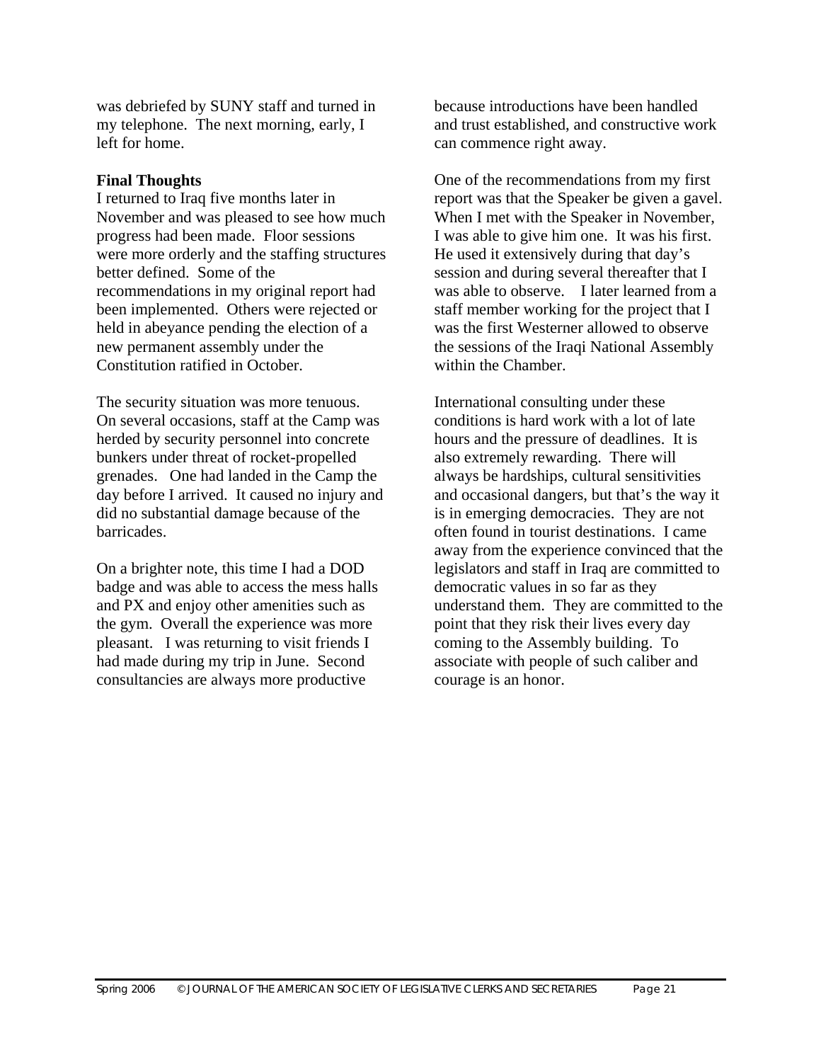was debriefed by SUNY staff and turned in my telephone. The next morning, early, I left for home.

**Final Thoughts**

I returned to Iraq five months later in November and was pleased to see how much progress had been made. Floor sessions were more orderly and the staffing structures better defined. Some of the recommendations in my original report had been implemented. Others were rejected or held in abeyance pending the election of a new permanent assembly under the Constitution ratified in October.

The security situation was more tenuous. On several occasions, staff at the Camp was herded by security personnel into concrete bunkers under threat of rocket-propelled grenades. One had landed in the Camp the day before I arrived. It caused no injury and did no substantial damage because of the barricades.

On a brighter note, this time I had a DOD badge and was able to access the mess halls and PX and enjoy other amenities such as the gym. Overall the experience was more pleasant. I was returning to visit friends I had made during my trip in June. Second consultancies are always more productive because introductions have been handled and trust established, and constructive work can commence right away.

One of the recommendations from my first report was that the Speaker be given a gavel. When I met with the Speaker in November, I was able to give him one. It was his first. He used it extensively during that day's session and during several thereafter that I was able to observe. I later learned from a staff member working for the project that I was the first Westerner allowed to observe the sessions of the Iraqi National Assembly within the Chamber.

International consulting under these conditions is hard work with a lot of late hours and the pressure of deadlines. It is also extremely rewarding. There will always be hardships, cultural sensitivities and occasional dangers, but that's the way it is in emerging democracies. They are not often found in tourist destinations. I came away from the experience convinced that the legislators and staff in Iraq are committed to democratic values in so far as they understand them. They are committed to the point that they risk their lives every day coming to the Assembly building. To associate with people of such caliber and courage is an honor.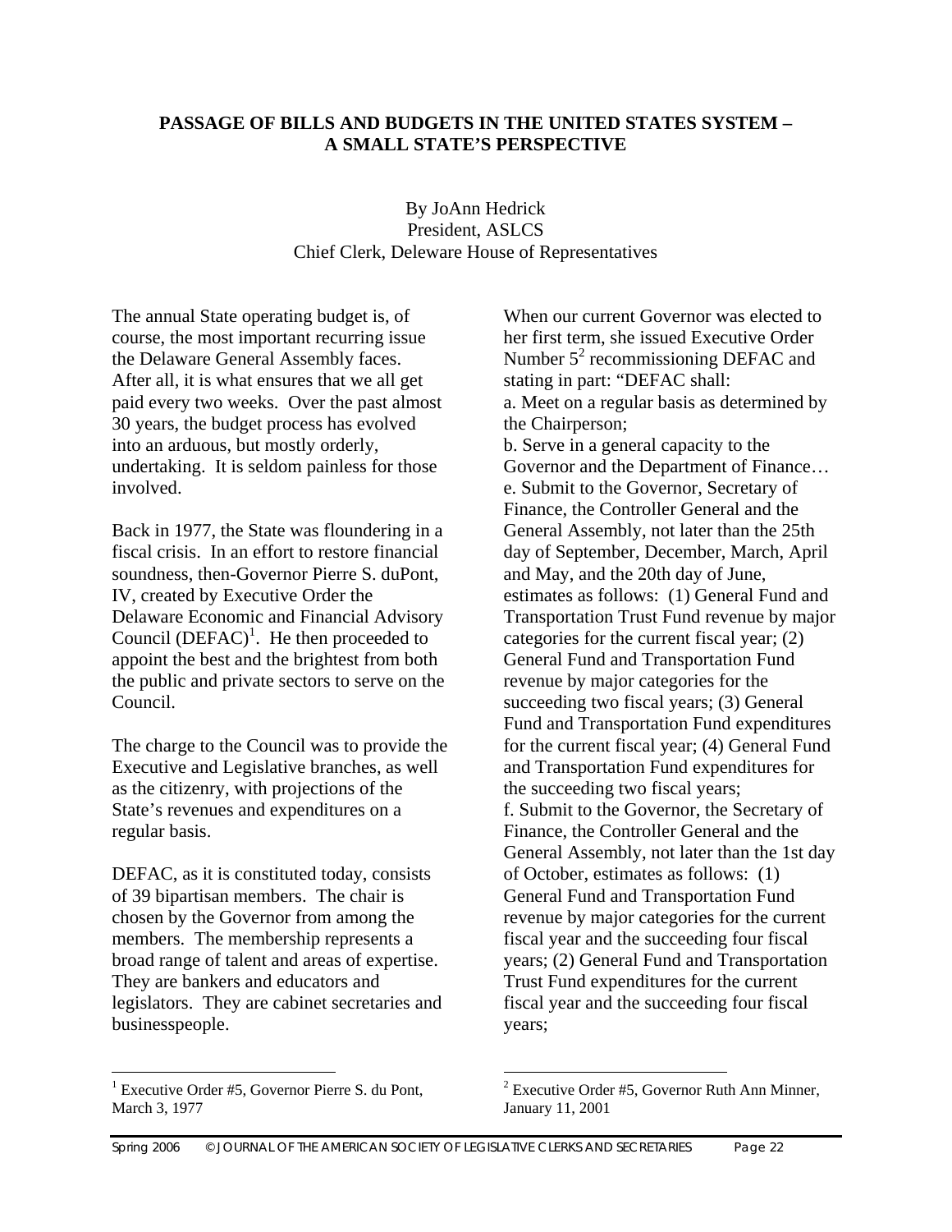**PASSAGE OF BILLS AND BUDGETS IN THE UNITED STATES SYSTEM – A SMALL STATE'S PERSPECTIVE**

By JoAnn Hedrick
President, ASLCS
Chief Clerk, Deleware House of Representatives

The annual State operating budget is, of course, the most important recurring issue the Delaware General Assembly faces. After all, it is what ensures that we all get paid every two weeks. Over the past almost 30 years, the budget process has evolved into an arduous, but mostly orderly, undertaking. It is seldom painless for those involved.

Back in 1977, the State was floundering in a fiscal crisis. In an effort to restore financial soundness, then-Governor Pierre S. duPont, IV, created by Executive Order the Delaware Economic and Financial Advisory Council (DEFAC)[1]. He then proceeded to appoint the best and the brightest from both the public and private sectors to serve on the Council.

The charge to the Council was to provide the Executive and Legislative branches, as well as the citizenry, with projections of the State's revenues and expenditures on a regular basis.

DEFAC, as it is constituted today, consists of 39 bipartisan members. The chair is chosen by the Governor from among the members. The membership represents a broad range of talent and areas of expertise. They are bankers and educators and legislators. They are cabinet secretaries and businesspeople.

When our current Governor was elected to her first term, she issued Executive Order Number 5[2] recommissioning DEFAC and stating in part: "DEFAC shall:
a. Meet on a regular basis as determined by the Chairperson;
b. Serve in a general capacity to the Governor and the Department of Finance…
e. Submit to the Governor, Secretary of Finance, the Controller General and the General Assembly, not later than the 25th day of September, December, March, April and May, and the 20th day of June, estimates as follows: (1) General Fund and Transportation Trust Fund revenue by major categories for the current fiscal year; (2) General Fund and Transportation Fund revenue by major categories for the succeeding two fiscal years; (3) General Fund and Transportation Fund expenditures for the current fiscal year; (4) General Fund and Transportation Fund expenditures for the succeeding two fiscal years;
f. Submit to the Governor, the Secretary of Finance, the Controller and the General Assembly, not later than the 1st day of October, estimates as follows: (1) General Fund and Transportation Fund revenue by major categories for the current fiscal year and the succeeding four fiscal years; (2) General Fund and Transportation Trust Fund expenditures for the current fiscal year and the succeeding four fiscal years;

---

[1] Executive Order #5, Governor Pierre S. du Pont, March 3, 1977

[2] Executive Order #5, Governor Ruth Ann Minner, January 11, 2001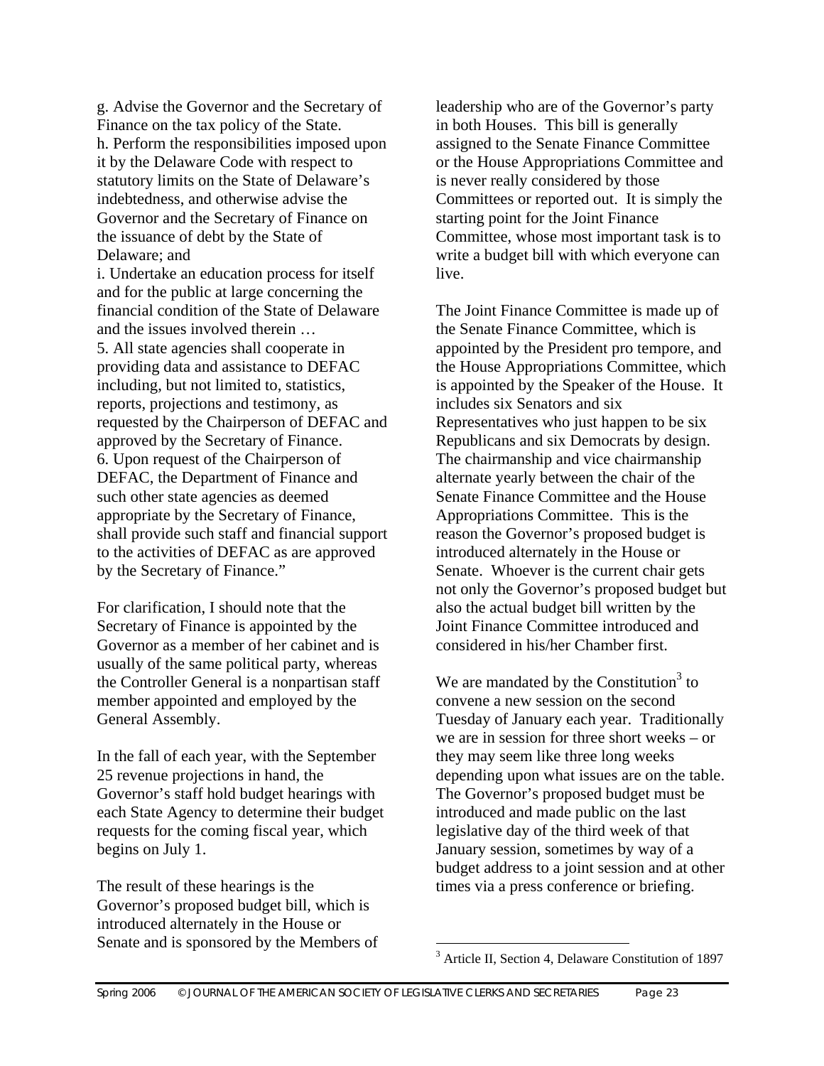g. Advise the Governor and the Secretary of Finance on the tax policy of the State.
h. Perform the responsibilities imposed upon it by the Delaware Code with respect to statutory limits on the State of Delaware's indebtedness, and otherwise advise the Governor and the Secretary of Finance on the issuance of debt by the State of Delaware; and
i. Undertake an education process for itself and for the public at large concerning the financial condition of the State of Delaware and the issues involved therein …
5. All state agencies shall cooperate in providing data and assistance to DEFAC including, but not limited to, statistics, reports, projections and testimony, as requested by the Chairperson of DEFAC and approved by the Secretary of Finance.
6. Upon request of the Chairperson of DEFAC, the Department of Finance and such other state agencies as deemed appropriate by the Secretary of Finance, shall provide such staff and financial support to the activities of DEFAC as are approved by the Secretary of Finance."

For clarification, I should note that the Secretary of Finance is appointed by the Governor as a member of her cabinet and is usually of the same political party, whereas the Controller General is a nonpartisan staff member appointed and employed by the General Assembly.

In the fall of each year, with the September 25 revenue projections in hand, the Governor's staff hold budget hearings with each State Agency to determine their budget requests for the coming fiscal year, which begins on July 1.

The result of these hearings is the Governor's proposed budget bill, which is introduced alternately in the House or Senate and is sponsored by the Members of leadership who are of the Governor's party in both Houses. This bill is generally assigned to the Senate Finance Committee or the House Appropriations Committee and is never really considered by those Committees or reported out. It is simply the starting point for the Joint Finance Committee, whose most important task is to write a budget bill with which everyone can live.

The Joint Finance Committee is made up of the Senate Finance Committee, which is appointed by the President pro tempore, and the House Appropriations Committee, which is appointed by the Speaker of the House. It includes six Senators and six Representatives who just happen to be six Republicans and six Democrats by design. The chairmanship and vice chairmanship alternate yearly between the chair of the Senate Finance Committee and the House Appropriations Committee. This is the reason the Governor's proposed budget is introduced alternately in the House or Senate. Whoever is the current chair gets not only the Governor's proposed budget but also the actual budget bill written by the Joint Finance Committee introduced and considered in his/her Chamber first.

We are mandated by the Constitution[3] to convene a new session on the second Tuesday of January each year. Traditionally we are in session for three short weeks – or they may seem like three long weeks depending upon what issues are on the table. The Governor's proposed budget must be introduced and made public on the last legislative day of the third week of that January session, sometimes by way of a budget address to a joint session and at other times via a press conference or briefing.

[3] Article II, Section 4, Delaware Constitution of 1897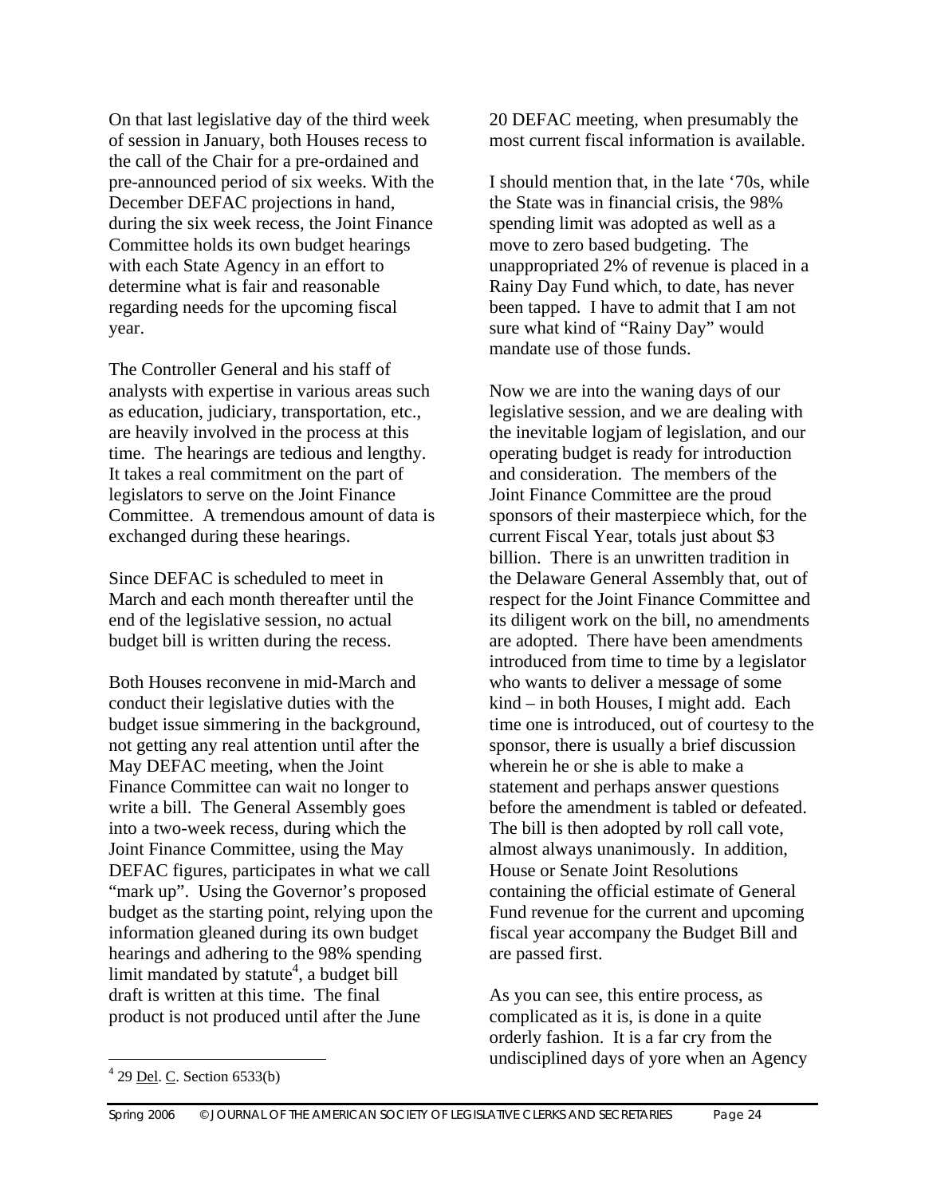On that last legislative day of the third week of session in January, both Houses recess to the call of the Chair for a pre-ordained and pre-announced period of six weeks. With the December DEFAC projections in hand, during the six week recess, the Joint Finance Committee holds its own budget hearings with each State Agency in an effort to determine what is fair and reasonable regarding needs for the upcoming fiscal year.

The Controller General and his staff of analysts with expertise in various areas such as education, judiciary, transportation, etc., are heavily involved in the process at this time. The hearings are tedious and lengthy. It takes a real commitment on the part of legislators to serve on the Joint Finance Committee. A tremendous amount of data is exchanged during these hearings.

Since DEFAC is scheduled to meet in March and each month thereafter until the end of the legislative session, no actual budget bill is written during the recess.

Both Houses reconvene in mid-March and conduct their legislative duties with the budget issue simmering in the background, not getting any real attention until after the May DEFAC meeting, when the Joint Finance Committee can wait no longer to write a bill. The General Assembly goes into a two-week recess, during which the Joint Finance Committee, using the May DEFAC figures, participates in what we call "mark up". Using the Governor's proposed budget as the starting point, relying upon the information gleaned during its own budget hearings and adhering to the 98% spending limit mandated by statute[4], a budget bill draft is written at this time. The final product is not produced until after the June 20 DEFAC meeting, when presumably the most current fiscal information is available.

I should mention that, in the late '70s, while the State was in financial crisis, the 98% spending limit was adopted as well as a move to zero based budgeting. The unappropriated 2% of revenue is placed in a Rainy Day Fund which, to date, has never been tapped. I have to admit that I am not sure what kind of "Rainy Day" would mandate use of those funds.

Now we are into the waning days of our legislative session, and we are dealing with the inevitable logjam of legislation, and our operating budget is ready for introduction and consideration. The members of the Joint Finance Committee are the proud sponsors of their masterpiece which, for the current Fiscal Year, totals just about $3 billion. There is an unwritten tradition in the Delaware General Assembly that, out of respect for the Joint Finance Committee and its diligent work on the bill, no amendments are adopted. There have been amendments introduced from time to time by a legislator who wants to deliver a message of some kind – in both Houses, I might add. Each time one is introduced, out of courtesy to the sponsor, there is usually a brief discussion wherein he or she is able to make a statement and perhaps answer questions before the amendment is tabled or defeated. The bill is then adopted by roll call vote, almost always unanimously. In addition, House or Senate Joint Resolutions containing the official estimate of General Fund revenue for the current and upcoming fiscal year accompany the Budget Bill and are passed first.

As you can see, this entire process, as complicated as it is, is done in a quite orderly fashion. It is a far cry from the undisciplined days of yore when an Agency

[4] 29 Del. C. Section 6533(b)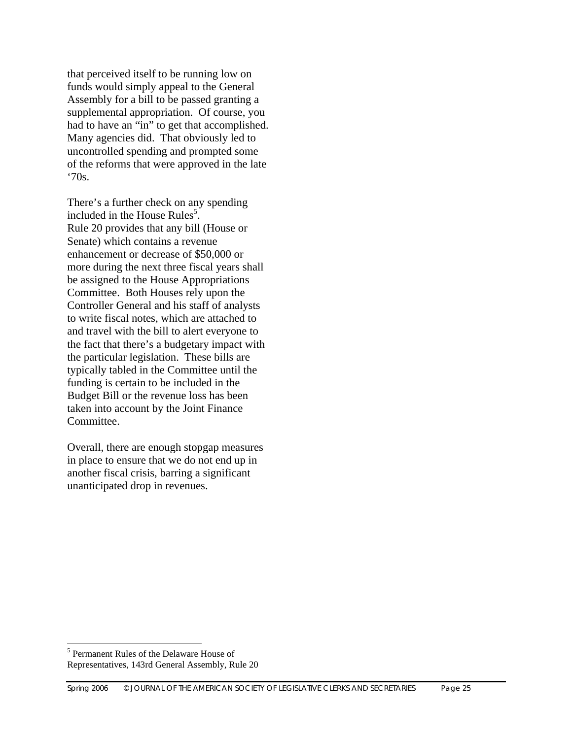that perceived itself to be running low on funds would simply appeal to the General Assembly for a bill to be passed granting a supplemental appropriation. Of course, you had to have an "in" to get that accomplished. Many agencies did. That obviously led to uncontrolled spending and prompted some of the reforms that were approved in the late '70s.

There's a further check on any spending included in the House Rules[5]. Rule 20 provides that any bill (House or Senate) which contains a revenue enhancement or decrease of $50,000 or more during the next three fiscal years shall be assigned to the House Appropriations Committee. Both Houses rely upon the Controller General and his staff of analysts to write fiscal notes, which are attached to and travel with the bill to alert everyone to the fact that there's a budgetary impact with the particular legislation. These bills are typically tabled in the Committee until the funding is certain to be included in the Budget Bill or the revenue loss has been taken into account by the Joint Finance Committee.

Overall, there are enough stopgap measures in place to ensure that we do not end up in another fiscal crisis, barring a significant unanticipated drop in revenues.

---

[5] Permanent Rules of the Delaware House of Representatives, 143rd General Assembly, Rule 20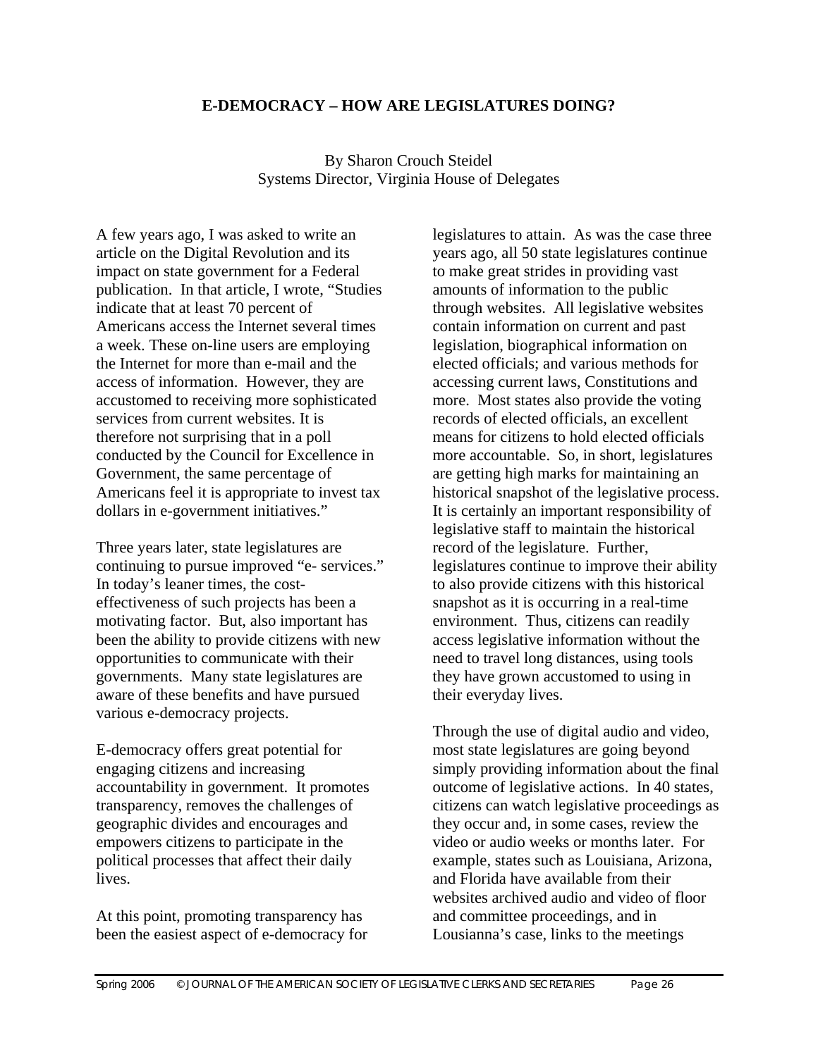# E-DEMOCRACY – HOW ARE LEGISLATURES DOING?

By Sharon Crouch Steidel
Systems Director, Virginia House of Delegates

A few years ago, I was asked to write an article on the Digital Revolution and its impact on state government for a Federal publication. In that article, I wrote, "Studies indicate that at least 70 percent of Americans access the Internet several times a week. These on-line users are employing the Internet for more than e-mail and the access of information. However, they are accustomed to receiving more sophisticated services from current websites. It is therefore not surprising that in a poll conducted by the Council for Excellence in Government, the same percentage of Americans feel it is appropriate to invest tax dollars in e-government initiatives."

Three years later, state legislatures are continuing to pursue improved "e- services." In today's leaner times, the cost-effectiveness of such projects has been a motivating factor. But, also important has been the ability to provide citizens with new opportunities to communicate with their governments. Many state legislatures are aware of these benefits and have pursued various e-democracy projects.

E-democracy offers great potential for engaging citizens and increasing accountability in government. It promotes transparency, removes the challenges of geographic divides and encourages and empowers citizens to participate in the political processes that affect their daily lives.

At this point, promoting transparency has been the easiest aspect of e-democracy for legislatures to attain. As was the case three years ago, all 50 state legislatures continue to make great strides in providing vast amounts of information to the public through websites. All legislative websites contain information on current and past legislation, biographical information on elected officials; and various methods for accessing current laws, Constitutions and more. Most states also provide the voting records of elected officials, an excellent means for citizens to hold elected officials more accountable. So, in short, legislatures are getting high marks for maintaining an historical snapshot of the legislative process. It is certainly an important responsibility of legislative staff to maintain the historical record of the legislature. Further, legislatures continue to improve their ability to also provide citizens with this historical snapshot as it is occurring in a real-time environment. Thus, citizens can readily access legislative information without the need to travel long distances, using tools they have grown accustomed to using in their everyday lives.

Through the use of digital audio and video, most state legislatures are going beyond simply providing information about the final outcome of legislative actions. In 40 states, citizens can watch legislative proceedings as they occur and, in some cases, review the video or audio weeks or months later. For example, states such as Louisiana, Arizona, and Florida have available from their websites archived audio and video of floor and committee proceedings, and in Lousianna's case, links to the meetings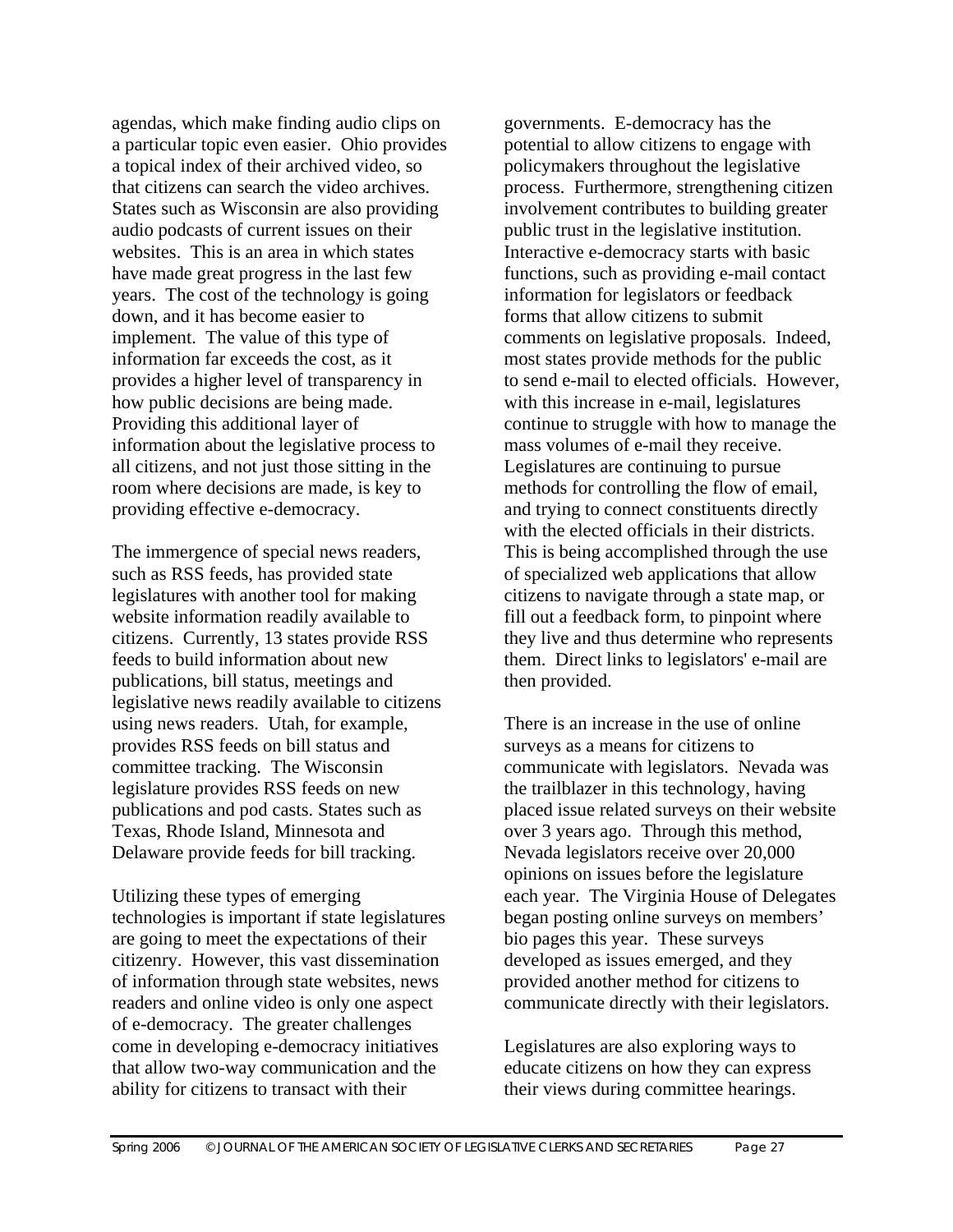agendas, which make finding audio clips on a particular topic even easier. Ohio provides a topical index of their archived video, so that citizens can search the video archives. States such as Wisconsin are also providing audio podcasts of current issues on their websites. This is an area in which states have made great progress in the last few years. The cost of the technology is going down, and it has become easier to implement. The value of this type of information far exceeds the cost, as it provides a higher level of transparency in how public decisions are being made. Providing this additional layer of information about the legislative process to all citizens, and not just those sitting in the room where decisions are made, is key to providing effective e-democracy.

The immergence of special news readers, such as RSS feeds, has provided state legislatures with another tool for making website information readily available to citizens. Currently, 13 states provide RSS feeds to build information about new publications, bill status, meetings and legislative news readily available to citizens using news readers. Utah, for example, provides RSS feeds on bill status and committee tracking. The Wisconsin legislature provides RSS feeds on new publications and pod casts. States such as Texas, Rhode Island, Minnesota and Delaware provide feeds for bill tracking.

Utilizing these types of emerging technologies is important if state legislatures are going to meet the expectations of their citizenry. However, this vast dissemination of information through state websites, news readers and online video is only one aspect of e-democracy. The greater challenges come in developing e-democracy initiatives that allow two-way communication and the ability for citizens to transact with their governments. E-democracy has the potential to allow citizens to engage with policymakers throughout the legislative process. Furthermore, strengthening citizen involvement contributes to building greater public trust in the legislative institution. Interactive e-democracy starts with basic functions, such as providing e-mail contact information for legislators or feedback forms that allow citizens to submit comments on legislative proposals. Indeed, most states provide methods for the public to send e-mail to elected officials. However, with this increase in e-mail, legislatures continue to struggle with how to manage the mass volumes of e-mail they receive. Legislatures are continuing to pursue methods for controlling the flow of email, and trying to connect constituents directly with the elected officials in their districts. This is being accomplished through the use of specialized web applications that allow citizens to navigate through a state map, or fill out a feedback form, to pinpoint where they live and thus determine who represents them. Direct links to legislators' e-mail are then provided.

There is an increase in the use of online surveys as a means for citizens to communicate with legislators. Nevada was the trailblazer in this technology, having placed issue related surveys on their website over 3 years ago. Through this method, Nevada legislators receive over 20,000 opinions on issues before the legislature each year. The Virginia House of Delegates began posting online surveys on members' bio pages this year. These surveys developed as issues emerged, and they provided another method for citizens to communicate directly with their legislators.

Legislatures are also exploring ways to educate citizens on how they can express their views during committee hearings.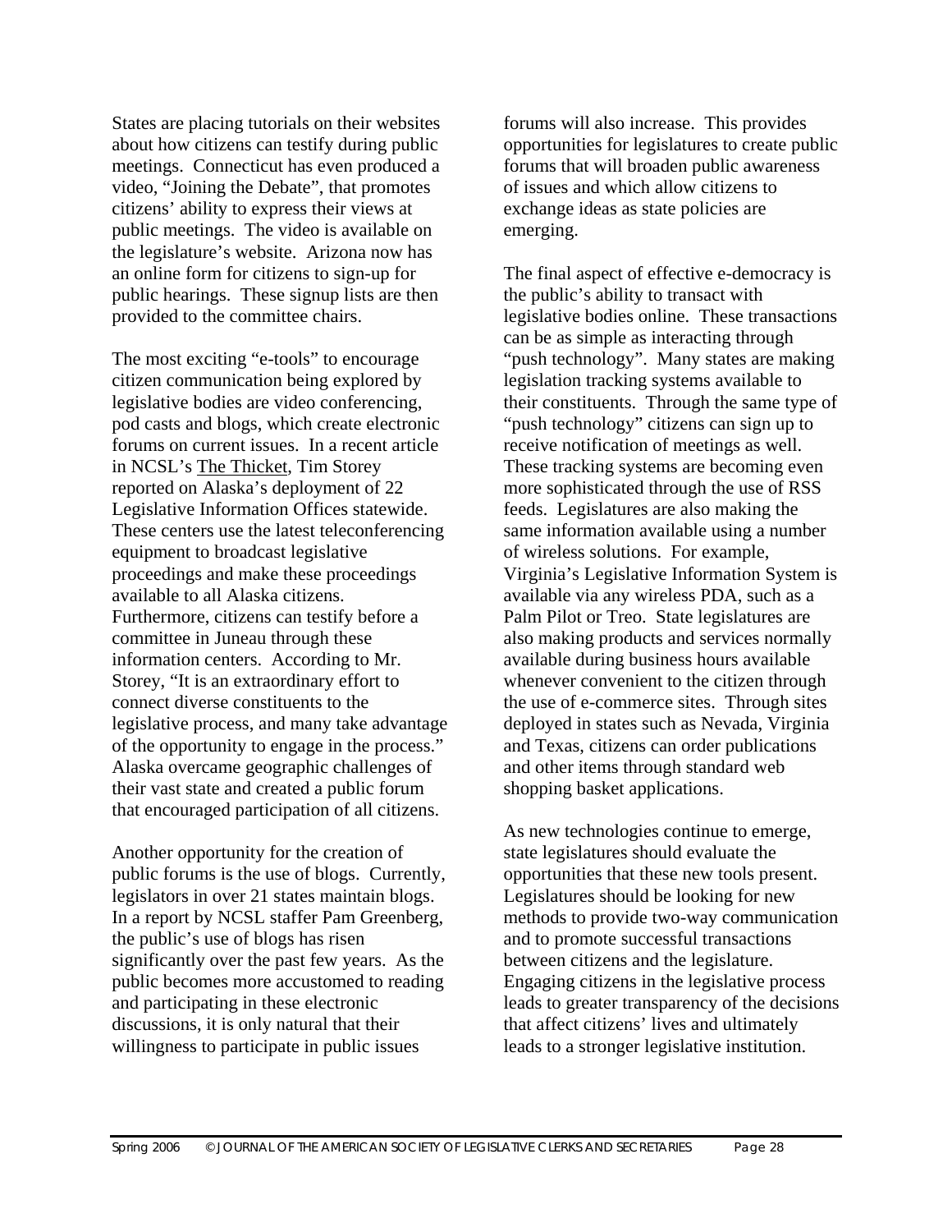States are placing tutorials on their websites about how citizens can testify during public meetings. Connecticut has even produced a video, "Joining the Debate", that promotes citizens' ability to express their views at public meetings. The video is available on the legislature's website. Arizona now has an online form for citizens to sign-up for public hearings. These signup lists are then provided to the committee chairs.

The most exciting "e-tools" to encourage citizen communication being explored by legislative bodies are video conferencing, pod casts and blogs, which create electronic forums on current issues. In a recent article in NCSL's The Thicket, Tim Storey reported on Alaska's deployment of 22 Legislative Information Offices statewide. These centers use the latest teleconferencing equipment to broadcast legislative proceedings and make these proceedings available to all Alaska citizens. Furthermore, citizens can testify before a committee in Juneau through these information centers. According to Mr. Storey, "It is an extraordinary effort to connect diverse constituents to the legislative process, and many take advantage of the opportunity to engage in the process." Alaska overcame geographic challenges of their vast state and created a public forum that encouraged participation of all citizens.

Another opportunity for the creation of public forums is the use of blogs. Currently, legislators in over 21 states maintain blogs. In a report by NCSL staffer Pam Greenberg, the public's use of blogs has risen significantly over the past few years. As the public becomes more accustomed to reading and participating in these electronic discussions, it is only natural that their willingness to participate in public issues forums will also increase. This provides opportunities for legislatures to create public forums that will broaden public awareness of issues and which allow citizens to exchange ideas as state policies are emerging.

The final aspect of effective e-democracy is the public's ability to transact with legislative bodies online. These transactions can be as simple as interacting through "push technology". Many states are making legislation tracking systems available to their constituents. Through the same type of "push technology" citizens can sign up to receive notification of meetings as well. These tracking systems are becoming even more sophisticated through the use of RSS feeds. Legislatures are also making the same information available using a number of wireless solutions. For example, Virginia's Legislative Information System is available via any wireless PDA, such as a Palm Pilot or Treo. State legislatures are also making products and services normally available during business hours available whenever convenient to the citizen through the use of e-commerce sites. Through sites deployed in states such as Nevada, Virginia and Texas, citizens can order publications and other items through standard web shopping basket applications.

As new technologies continue to emerge, state legislatures should evaluate the opportunities that these new tools present. Legislatures should be looking for new methods to provide two-way communication and to promote successful transactions between citizens and the legislature. Engaging citizens in the legislative process leads to greater transparency of the decisions that affect citizens' lives and ultimately leads to a stronger legislative institution.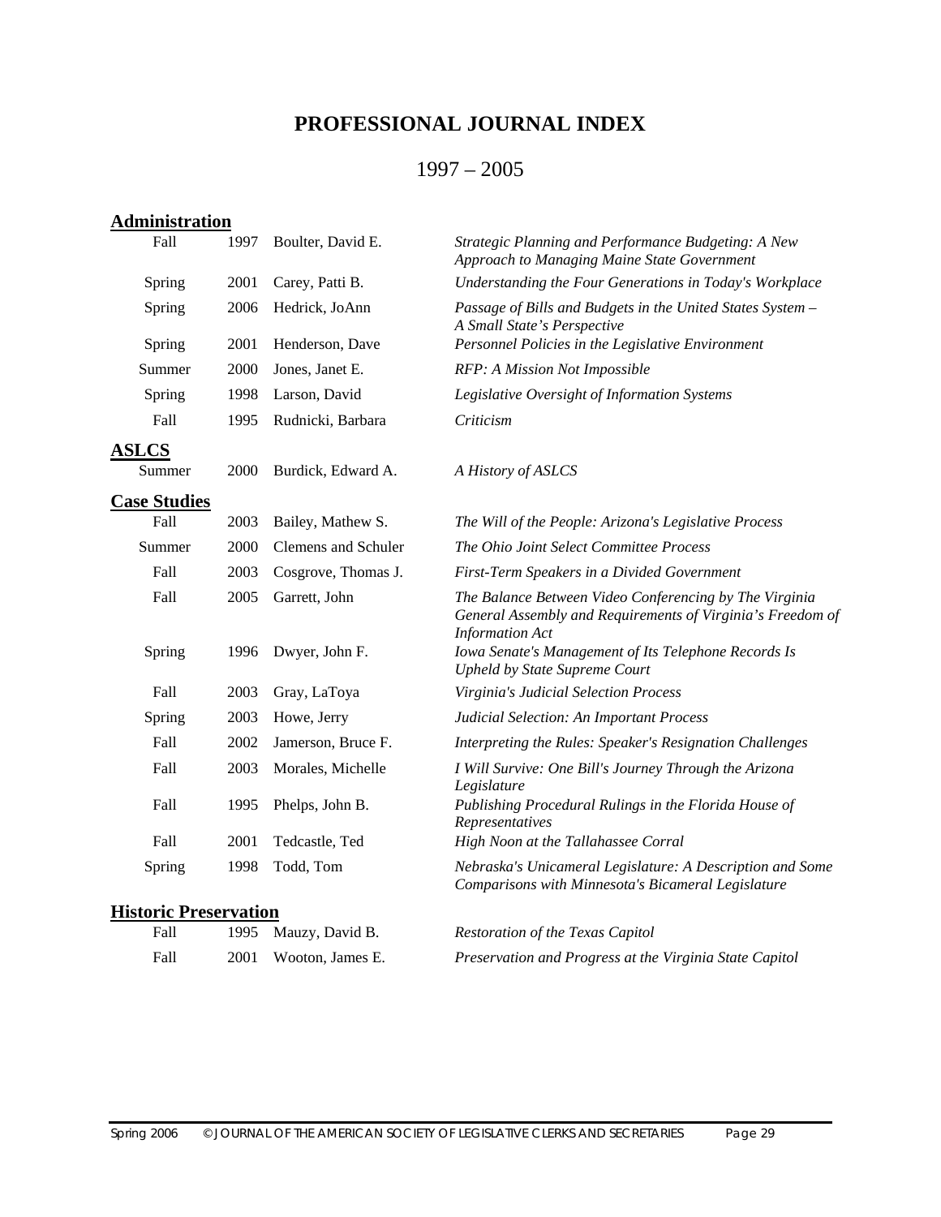# PROFESSIONAL JOURNAL INDEX

## 1997 – 2005

### Administration

| | | | |
|---|---|---|---|
| Fall | 1997 | Boulter, David E. | *Strategic Planning and Performance Budgeting: A New Approach to Managing Maine State Government* |
| Spring | 2001 | Carey, Patti B. | *Understanding the Four Generations in Today's Workplace* |
| Spring | 2006 | Hedrick, JoAnn | *Passage of Bills and Budgets in the United States System – A Small State's Perspective* |
| Spring | 2001 | Henderson, Dave | *Personnel Policies in the Legislative Environment* |
| Summer | 2000 | Jones, Janet E. | *RFP: A Mission Not Impossible* |
| Spring | 1998 | Larson, David | *Legislative Oversight of Information Systems* |
| Fall | 1995 | Rudnicki, Barbara | *Criticism* |

### ASLCS

| | | | |
|---|---|---|---|
| Summer | 2000 | Burdick, Edward A. | *A History of ASLCS* |

### Case Studies

| | | | |
|---|---|---|---|
| Fall | 2003 | Bailey, Mathew S. | *The Will of the People: Arizona's Legislative Process* |
| Summer | 2000 | Clemens and Schuler | *The Ohio Joint Select Committee Process* |
| Fall | 2003 | Cosgrove, Thomas J. | *First-Term Speakers in a Divided Government* |
| Fall | 2005 | Garrett, John | *The Balance Between Video Conferencing by The Virginia General Assembly and Requirements of Virginia's Freedom of Information Act* |
| Spring | 1996 | Dwyer, John F. | *Iowa Senate's Management of Its Telephone Records Is Upheld by State Supreme Court* |
| Fall | 2003 | Gray, LaToya | *Virginia's Judicial Selection Process* |
| Spring | 2003 | Howe, Jerry | *Judicial Selection: An Important Process* |
| Fall | 2002 | Jamerson, Bruce F. | *Interpreting the Rules: Speaker's Resignation Challenges* |
| Fall | 2003 | Morales, Michelle | *I Will Survive: One Bill's Journey Through the Arizona Legislature* |
| Fall | 1995 | Phelps, John B. | *Publishing Procedural Rulings in the Florida House of Representatives* |
| Fall | 2001 | Tedcastle, Ted | *High Noon at the Tallahassee Corral* |
| Spring | 1998 | Todd, Tom | *Nebraska's Unicameral Legislature: A Description and Some Comparisons with Minnesota's Bicameral Legislature* |

### Historic Preservation

| | | | |
|---|---|---|---|
| Fall | 1995 | Mauzy, David B. | *Restoration of the Texas Capitol* |
| Fall | 2001 | Wooton, James E. | *Preservation and Progress at the Virginia State Capitol* |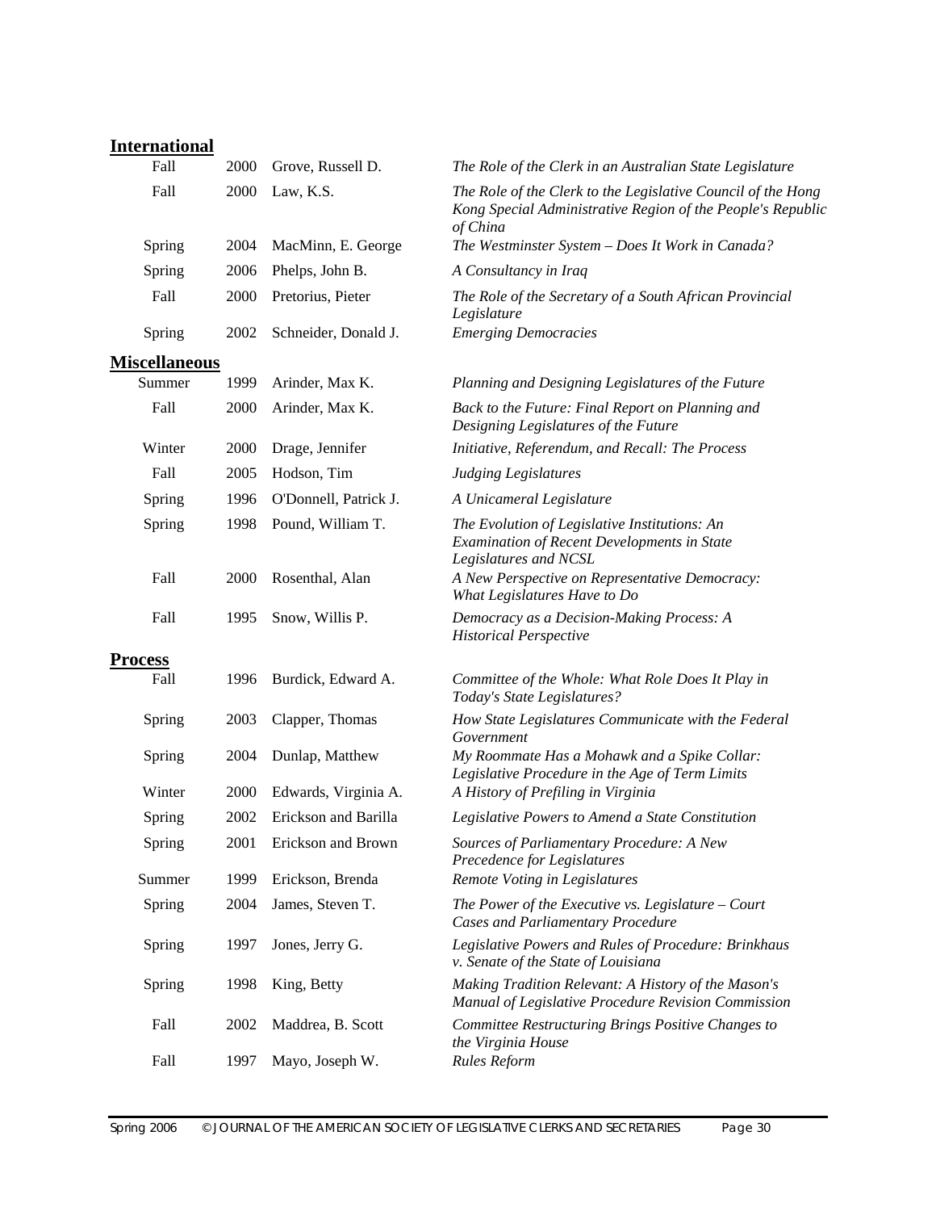## International

| | | | |
|---|---|---|---|
| Fall | 2000 | Grove, Russell D. | *The Role of the Clerk in an Australian State Legislature* |
| Fall | 2000 | Law, K.S. | *The Role of the Clerk to the Legislative Council of the Hong Kong Special Administrative Region of the People's Republic of China* |
| Spring | 2004 | MacMinn, E. George | *The Westminster System – Does It Work in Canada?* |
| Spring | 2006 | Phelps, John B. | *A Consultancy in Iraq* |
| Fall | 2000 | Pretorius, Pieter | *The Role of the Secretary of a South African Provincial Legislature* |
| Spring | 2002 | Schneider, Donald J. | *Emerging Democracies* |

## Miscellaneous

| | | | |
|---|---|---|---|
| Summer | 1999 | Arinder, Max K. | *Planning and Designing Legislatures of the Future* |
| Fall | 2000 | Arinder, Max K. | *Back to the Future: Final Report on Planning and Designing Legislatures of the Future* |
| Winter | 2000 | Drage, Jennifer | *Initiative, Referendum, and Recall: The Process* |
| Fall | 2005 | Hodson, Tim | *Judging Legislatures* |
| Spring | 1996 | O'Donnell, Patrick J. | *A Unicameral Legislature* |
| Spring | 1998 | Pound, William T. | *The Evolution of Legislative Institutions: An Examination of Recent Developments in State Legislatures and NCSL* |
| Fall | 2000 | Rosenthal, Alan | *A New Perspective on Representative Democracy: What Legislatures Have to Do* |
| Fall | 1995 | Snow, Willis P. | *Democracy as a Decision-Making Process: A Historical Perspective* |

## Process

| | | | |
|---|---|---|---|
| Fall | 1996 | Burdick, Edward A. | *Committee of the Whole: What Role Does It Play in Today's State Legislatures?* |
| Spring | 2003 | Clapper, Thomas | *How State Legislatures Communicate with the Federal Government* |
| Spring | 2004 | Dunlap, Matthew | *My Roommate Has a Mohawk and a Spike Collar: Legislative Procedure in the Age of Term Limits* |
| Winter | 2000 | Edwards, Virginia A. | *A History of Prefiling in Virginia* |
| Spring | 2002 | Erickson and Barilla | *Legislative Powers to Amend a State Constitution* |
| Spring | 2001 | Erickson and Brown | *Sources of Parliamentary Procedure: A New Precedence for Legislatures* |
| Summer | 1999 | Erickson, Brenda | *Remote Voting in Legislatures* |
| Spring | 2004 | James, Steven T. | *The Power of the Executive vs. Legislature – Court Cases and Parliamentary Procedure* |
| Spring | 1997 | Jones, Jerry G. | *Legislative Powers and Rules of Procedure: Brinkhaus v. Senate of the State of Louisiana* |
| Spring | 1998 | King, Betty | *Making Tradition Relevant: A History of the Mason's Manual of Legislative Procedure Revision Commission* |
| Fall | 2002 | Maddrea, B. Scott | *Committee Restructuring Brings Positive Changes to the Virginia House* |
| Fall | 1997 | Mayo, Joseph W. | *Rules Reform* |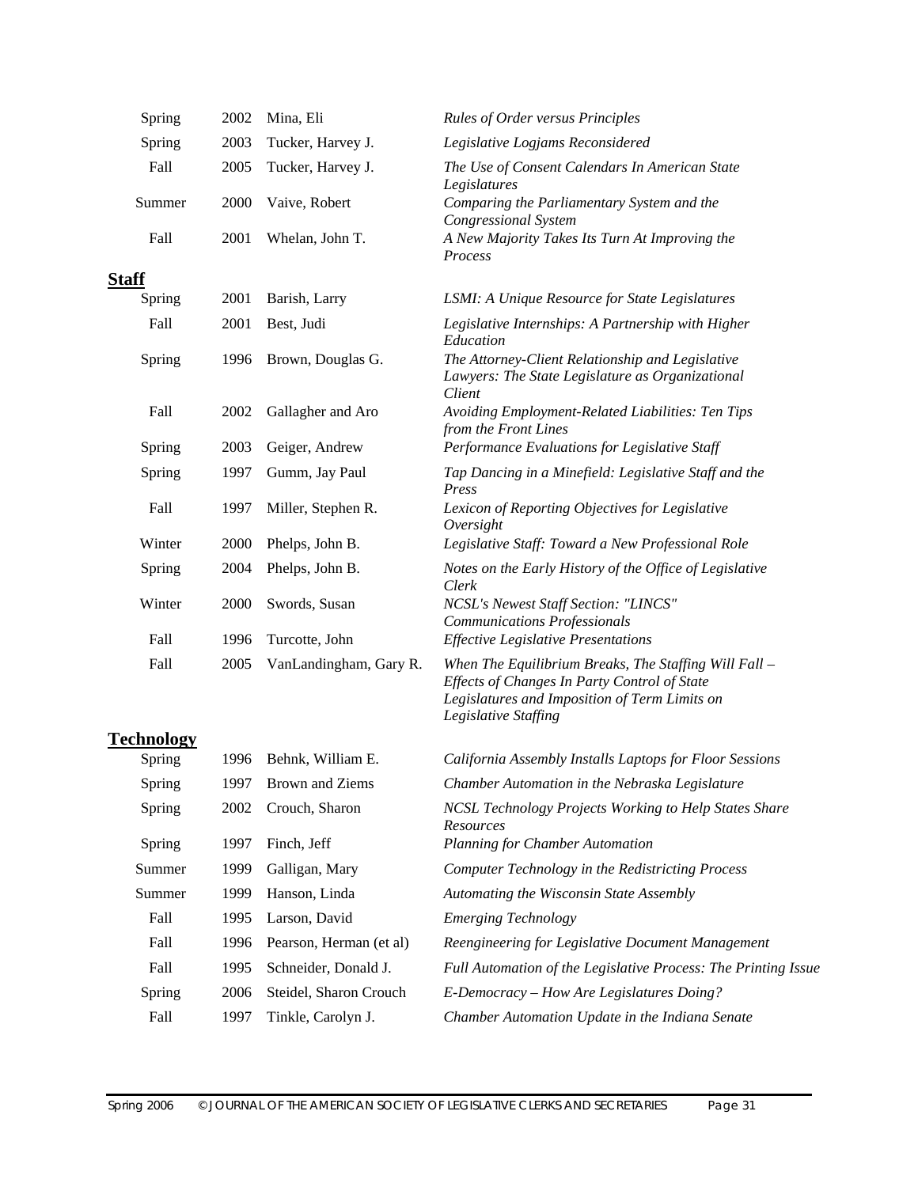| | | | |
|---|---|---|---|
| Spring | 2002 | Mina, Eli | *Rules of Order versus Principles* |
| Spring | 2003 | Tucker, Harvey J. | *Legislative Logjams Reconsidered* |
| Fall | 2005 | Tucker, Harvey J. | *The Use of Consent Calendars In American State Legislatures* |
| Summer | 2000 | Vaive, Robert | *Comparing the Parliamentary System and the Congressional System* |
| Fall | 2001 | Whelan, John T. | *A New Majority Takes Its Turn At Improving the Process* |

## Staff

| | | | |
|---|---|---|---|
| Spring | 2001 | Barish, Larry | *LSMI: A Unique Resource for State Legislatures* |
| Fall | 2001 | Best, Judi | *Legislative Internships: A Partnership with Higher Education* |
| Spring | 1996 | Brown, Douglas G. | *The Attorney-Client Relationship and Legislative Lawyers: The State Legislature as Organizational Client* |
| Fall | 2002 | Gallagher and Aro | *Avoiding Employment-Related Liabilities: Ten Tips from the Front Lines* |
| Spring | 2003 | Geiger, Andrew | *Performance Evaluations for Legislative Staff* |
| Spring | 1997 | Gumm, Jay Paul | *Tap Dancing in a Minefield: Legislative Staff and the Press* |
| Fall | 1997 | Miller, Stephen R. | *Lexicon of Reporting Objectives for Legislative Oversight* |
| Winter | 2000 | Phelps, John B. | *Legislative Staff: Toward a New Professional Role* |
| Spring | 2004 | Phelps, John B. | *Notes on the Early History of the Office of Legislative Clerk* |
| Winter | 2000 | Swords, Susan | *NCSL's Newest Staff Section: "LINCS" Communications Professionals* |
| Fall | 1996 | Turcotte, John | *Effective Legislative Presentations* |
| Fall | 2005 | VanLandingham, Gary R. | *When The Equilibrium Breaks, The Staffing Will Fall – Effects of Changes In Party Control of State Legislatures and Imposition of Term Limits on Legislative Staffing* |

## Technology

| | | | |
|---|---|---|---|
| Spring | 1996 | Behnk, William E. | *California Assembly Installs Laptops for Floor Sessions* |
| Spring | 1997 | Brown and Ziems | *Chamber Automation in the Nebraska Legislature* |
| Spring | 2002 | Crouch, Sharon | *NCSL Technology Projects Working to Help States Share Resources* |
| Spring | 1997 | Finch, Jeff | *Planning for Chamber Automation* |
| Summer | 1999 | Galligan, Mary | *Computer Technology in the Redistricting Process* |
| Summer | 1999 | Hanson, Linda | *Automating the Wisconsin State Assembly* |
| Fall | 1995 | Larson, David | *Emerging Technology* |
| Fall | 1996 | Pearson, Herman (et al) | *Reengineering for Legislative Document Management* |
| Fall | 1995 | Schneider, Donald J. | *Full Automation of the Legislative Process: The Printing Issue* |
| Spring | 2006 | Steidel, Sharon Crouch | *E-Democracy – How Are Legislatures Doing?* |
| Fall | 1997 | Tinkle, Carolyn J. | *Chamber Automation Update in the Indiana Senate* |